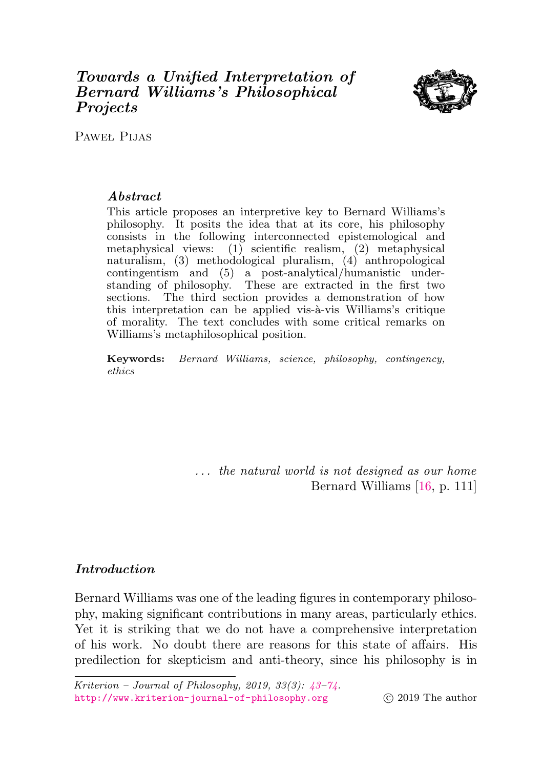# *Towards a Unified Interpretation of Bernard Williams's Philosophical Projects*

Paweł Pijas

### *Abstract*

This article proposes an interpretive key to Bernard Williams's philosophy. It posits the idea that at its core, his philosophy consists in the following interconnected epistemological and metaphysical views: (1) scientific realism, (2) metaphysical naturalism, (3) methodological pluralism, (4) anthropological contingentism and (5) a post-analytical/humanistic understanding of philosophy. These are extracted in the first two sections. The third section provides a demonstration of how this interpretation can be applied vis-à-vis Williams's critique of morality. The text concludes with some critical remarks on Williams's metaphilosophical position.

**Keywords:** *Bernard Williams, science, philosophy, contingency, ethics*

> *... the natural world is not designed as our home*
> Bernard Williams [16, p. 111]

## *Introduction*

Bernard Williams was one of the leading figures in contemporary philosophy, making significant contributions in many areas, particularly ethics. Yet it is striking that we do not have a comprehensive interpretation of his work. No doubt there are reasons for this state of affairs. His predilection for skepticism and anti-theory, since his philosophy is in

*Kriterion – Journal of Philosophy, 2019, 33(3): 43–74.*
http://www.kriterion-journal-of-philosophy.org © 2019 The author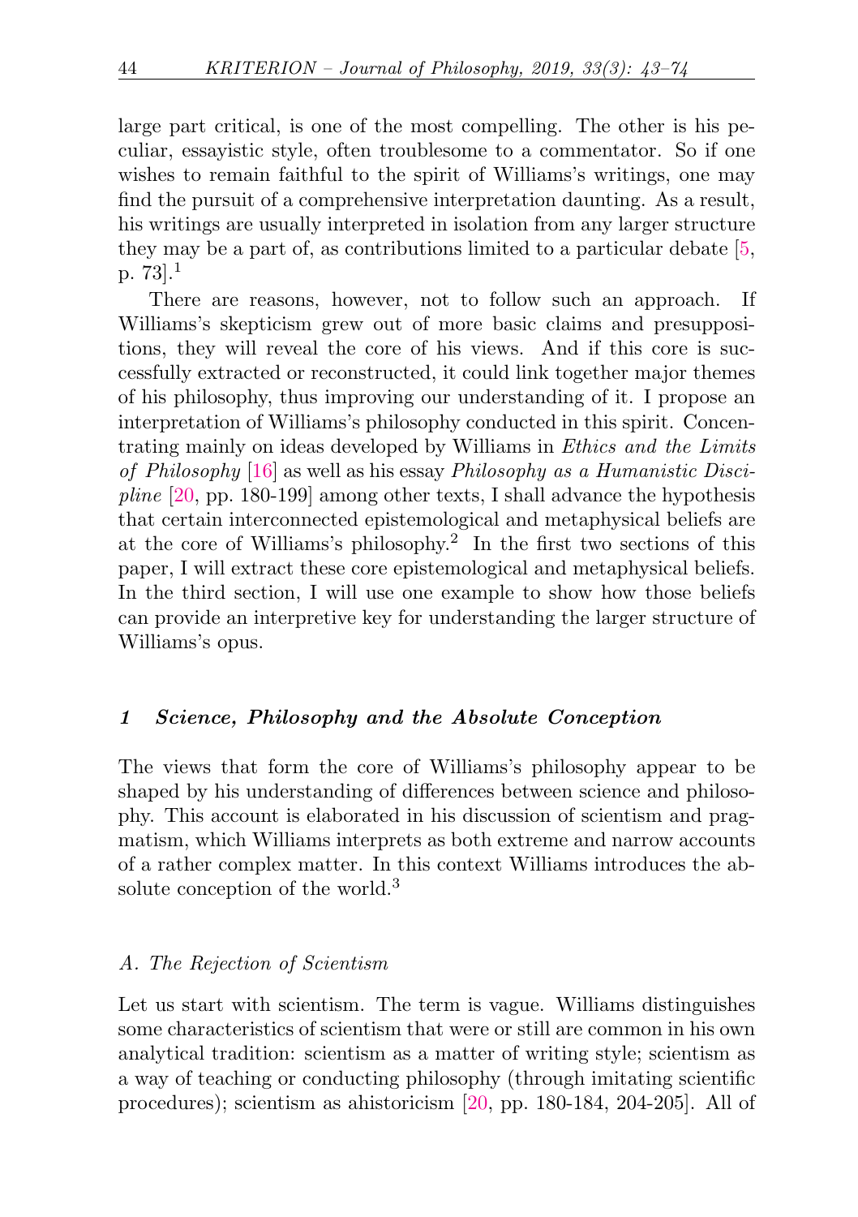large part critical, is one of the most compelling. The other is his peculiar, essayistic style, often troublesome to a commentator. So if one wishes to remain faithful to the spirit of Williams's writings, one may find the pursuit of a comprehensive interpretation daunting. As a result, his writings are usually interpreted in isolation from any larger structure they may be a part of, as contributions limited to a particular debate [5, p. 73].[1]

There are reasons, however, not to follow such an approach. If Williams's skepticism grew out of more basic claims and presuppositions, they will reveal the core of his views. And if this core is successfully extracted or reconstructed, it could link together major themes of his philosophy, thus improving our understanding of it. I propose an interpretation of Williams's philosophy conducted in this spirit. Concentrating mainly on ideas developed by Williams in *Ethics and the Limits of Philosophy* [16] as well as his essay *Philosophy as a Humanistic Discipline* [20, pp. 180-199] among other texts, I shall advance the hypothesis that certain interconnected epistemological and metaphysical beliefs are at the core of Williams's philosophy.[2] In the first two sections of this paper, I will extract these core epistemological and metaphysical beliefs. In the third section, I will use one example to show how those beliefs can provide an interpretive key for understanding the larger structure of Williams's opus.

## *1 Science, Philosophy and the Absolute Conception*

The views that form the core of Williams's philosophy appear to be shaped by his understanding of differences between science and philosophy. This account is elaborated in his discussion of scientism and pragmatism, which Williams interprets as both extreme and narrow accounts of a rather complex matter. In this context Williams introduces the absolute conception of the world.[3]

### *A. The Rejection of Scientism*

Let us start with scientism. The term is vague. Williams distinguishes some characteristics of scientism that were or still are common in his own analytical tradition: scientism as a matter of writing style; scientism as a way of teaching or conducting philosophy (through imitating scientific procedures); scientism as ahistoricism [20, pp. 180-184, 204-205]. All of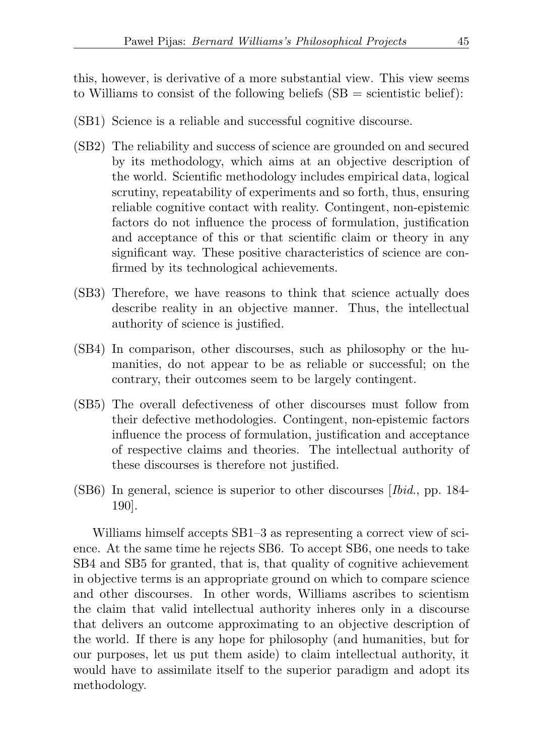this, however, is derivative of a more substantial view. This view seems to Williams to consist of the following beliefs (SB = scientistic belief):

(SB1) Science is a reliable and successful cognitive discourse.

(SB2) The reliability and success of science are grounded on and secured by its methodology, which aims at an objective description of the world. Scientific methodology includes empirical data, logical scrutiny, repeatability of experiments and so forth, thus, ensuring reliable cognitive contact with reality. Contingent, non-epistemic factors do not influence the process of formulation, justification and acceptance of this or that scientific claim or theory in any significant way. These positive characteristics of science are confirmed by its technological achievements.

(SB3) Therefore, we have reasons to think that science actually does describe reality in an objective manner. Thus, the intellectual authority of science is justified.

(SB4) In comparison, other discourses, such as philosophy or the humanities, do not appear to be as reliable or successful; on the contrary, their outcomes seem to be largely contingent.

(SB5) The overall defectiveness of other discourses must follow from their defective methodologies. Contingent, non-epistemic factors influence the process of formulation, justification and acceptance of respective claims and theories. The intellectual authority of these discourses is therefore not justified.

(SB6) In general, science is superior to other discourses [*Ibid.*, pp. 184-190].

Williams himself accepts SB1–3 as representing a correct view of science. At the same time he rejects SB6. To accept SB6, one needs to take SB4 and SB5 for granted, that is, that quality of cognitive achievement in objective terms is an appropriate ground on which to compare science and other discourses. In other words, Williams ascribes to scientism the claim that valid intellectual authority inheres only in a discourse that delivers an outcome approximating to an objective description of the world. If there is any hope for philosophy (and humanities, but for our purposes, let us put them aside) to claim intellectual authority, it would have to assimilate itself to the superior paradigm and adopt its methodology.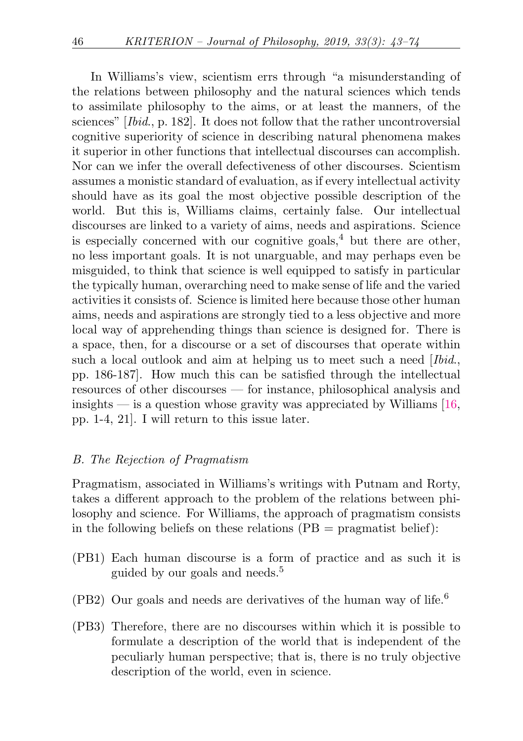In Williams's view, scientism errs through "a misunderstanding of the relations between philosophy and the natural sciences which tends to assimilate philosophy to the aims, or at least the manners, of the sciences" [*Ibid.*, p. 182]. It does not follow that the rather uncontroversial cognitive superiority of science in describing natural phenomena makes it superior in other functions that intellectual discourses can accomplish. Nor can we infer the overall defectiveness of other discourses. Scientism assumes a monistic standard of evaluation, as if every intellectual activity should have as its goal the most objective possible description of the world. But this is, Williams claims, certainly false. Our intellectual discourses are linked to a variety of aims, needs and aspirations. Science is especially concerned with our cognitive goals,[4] but there are other, no less important goals. It is not unarguable, and may perhaps even be misguided, to think that science is well equipped to satisfy in particular the typically human, overarching need to make sense of life and the varied activities it consists of. Science is limited here because those other human aims, needs and aspirations are strongly tied to a less objective and more local way of apprehending things than science is designed for. There is a space, then, for a discourse or a set of discourses that operate within such a local outlook and aim at helping us to meet such a need [*Ibid.*, pp. 186-187]. How much this can be satisfied through the intellectual resources of other discourses — for instance, philosophical analysis and insights — is a question whose gravity was appreciated by Williams [16, pp. 1-4, 21]. I will return to this issue later.

### *B. The Rejection of Pragmatism*

Pragmatism, associated in Williams's writings with Putnam and Rorty, takes a different approach to the problem of the relations between philosophy and science. For Williams, the approach of pragmatism consists in the following beliefs on these relations (PB = pragmatist belief):

- (PB1) Each human discourse is a form of practice and as such it is guided by our goals and needs.[5]
- (PB2) Our goals and needs are derivatives of the human way of life.[6]
- (PB3) Therefore, there are no discourses within which it is possible to formulate a description of the world that is independent of the peculiarly human perspective; that is, there is no truly objective description of the world, even in science.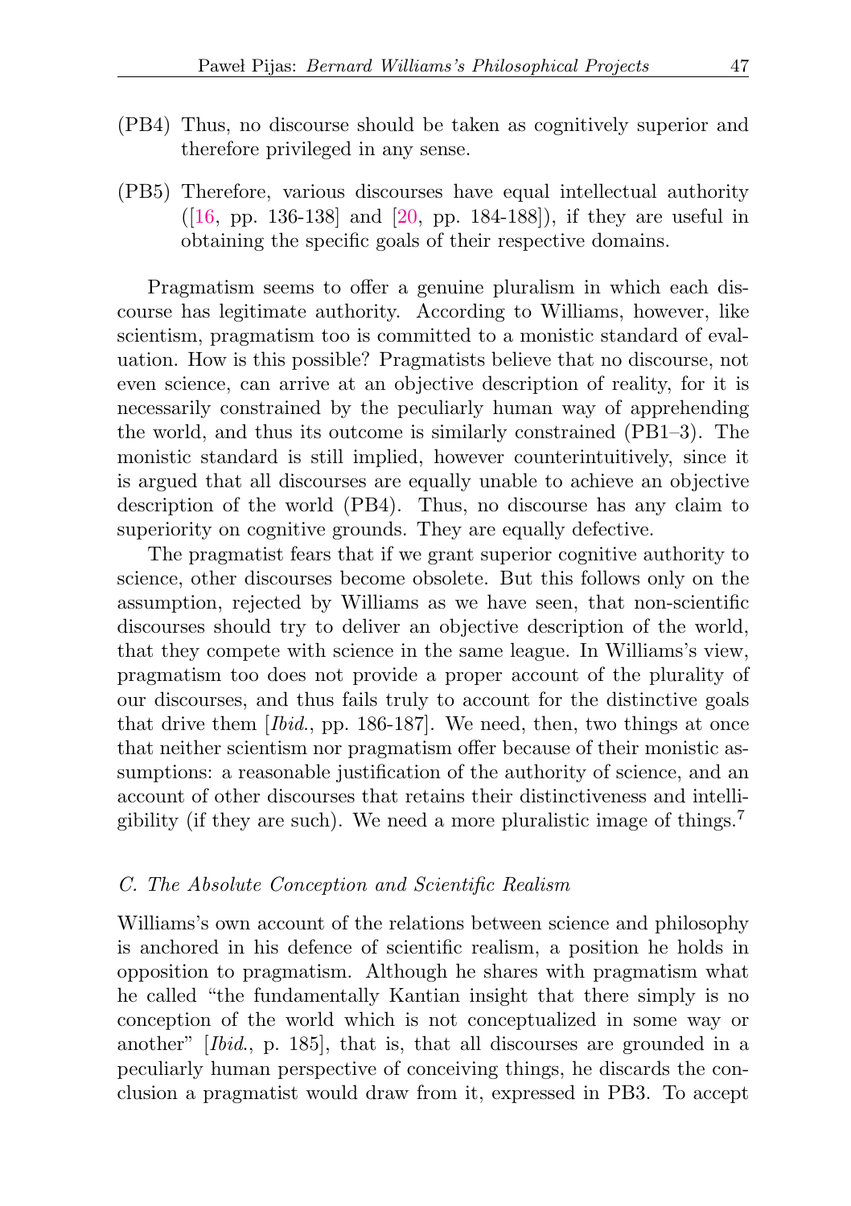(PB4) Thus, no discourse should be taken as cognitively superior and therefore privileged in any sense.

(PB5) Therefore, various discourses have equal intellectual authority ([16, pp. 136-138] and [20, pp. 184-188]), if they are useful in obtaining the specific goals of their respective domains.

Pragmatism seems to offer a genuine pluralism in which each discourse has legitimate authority. According to Williams, however, like scientism, pragmatism too is committed to a monistic standard of evaluation. How is this possible? Pragmatists believe that no discourse, not even science, can arrive at an objective description of reality, for it is necessarily constrained by the peculiarly human way of apprehending the world, and thus its outcome is similarly constrained (PB1–3). The monistic standard is still implied, however counterintuitively, since it is argued that all discourses are equally unable to achieve an objective description of the world (PB4). Thus, no discourse has any claim to superiority on cognitive grounds. They are equally defective.

The pragmatist fears that if we grant superior cognitive authority to science, other discourses become obsolete. But this follows only on the assumption, rejected by Williams as we have seen, that non-scientific discourses should try to deliver an objective description of the world, that they compete with science in the same league. In Williams's view, pragmatism too does not provide a proper account of the plurality of our discourses, and thus fails truly to account for the distinctive goals that drive them [*Ibid.*, pp. 186-187]. We need, then, two things at once that neither scientism nor pragmatism offer because of their monistic assumptions: a reasonable justification of the authority of science, and an account of other discourses that retains their distinctiveness and intelligibility (if they are such). We need a more pluralistic image of things.[7]

### *C. The Absolute Conception and Scientific Realism*

Williams's own account of the relations between science and philosophy is anchored in his defence of scientific realism, a position he holds in opposition to pragmatism. Although he shares with pragmatism what he called "the fundamentally Kantian insight that there simply is no conception of the world which is not conceptualized in some way or another" [*Ibid.*, p. 185], that is, that all discourses are grounded in a peculiarly human perspective of conceiving things, he discards the conclusion a pragmatist would draw from it, expressed in PB3. To accept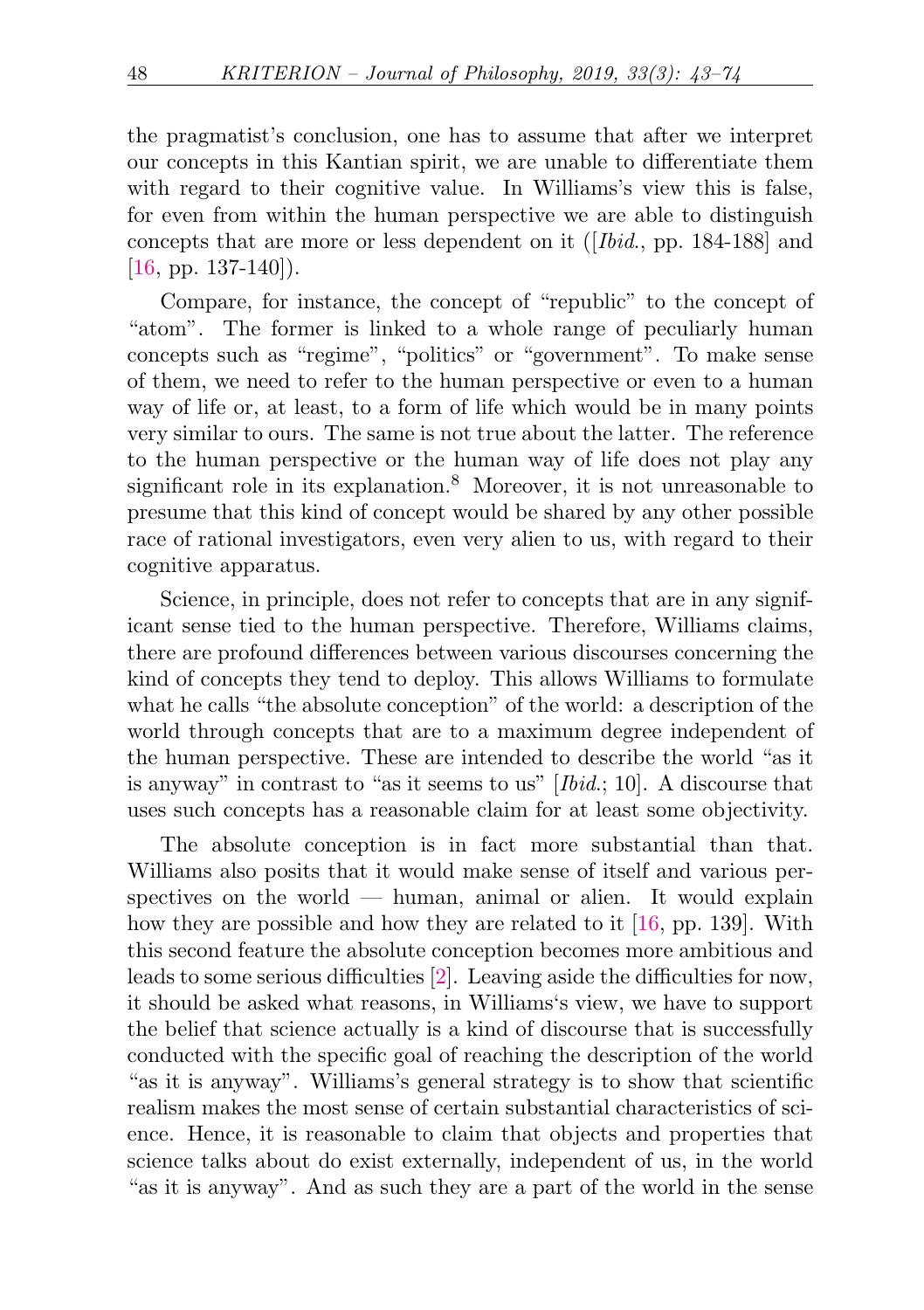the pragmatist's conclusion, one has to assume that after we interpret our concepts in this Kantian spirit, we are unable to differentiate them with regard to their cognitive value. In Williams's view this is false, for even from within the human perspective we are able to distinguish concepts that are more or less dependent on it ([*Ibid.*, pp. 184-188] and [16, pp. 137-140]).

Compare, for instance, the concept of "republic" to the concept of "atom". The former is linked to a whole range of peculiarly human concepts such as "regime", "politics" or "government". To make sense of them, we need to refer to the human perspective or even to a human way of life or, at least, to a form of life which would be in many points very similar to ours. The same is not true about the latter. The reference to the human perspective or the human way of life does not play any significant role in its explanation.[8] Moreover, it is not unreasonable to presume that this kind of concept would be shared by any other possible race of rational investigators, even very alien to us, with regard to their cognitive apparatus.

Science, in principle, does not refer to concepts that are in any significant sense tied to the human perspective. Therefore, Williams claims, there are profound differences between various discourses concerning the kind of concepts they tend to deploy. This allows Williams to formulate what he calls "the absolute conception" of the world: a description of the world through concepts that are to a maximum degree independent of the human perspective. These are intended to describe the world "as it is anyway" in contrast to "as it seems to us" [*Ibid.*; 10]. A discourse that uses such concepts has a reasonable claim for at least some objectivity.

The absolute conception is in fact more substantial than that. Williams also posits that it would make sense of itself and various perspectives on the world — human, animal or alien. It would explain how they are possible and how they are related to it [16, pp. 139]. With this second feature the absolute conception becomes more ambitious and leads to some serious difficulties [2]. Leaving aside the difficulties for now, it should be asked what reasons, in Williams's view, we have to support the belief that science actually is a kind of discourse that is successfully conducted with the specific goal of reaching the description of the world "as it is anyway". Williams's general strategy is to show that scientific realism makes the most sense of certain substantial characteristics of science. Hence, it is reasonable to claim that objects and properties that science talks about do exist externally, independent of us, in the world "as it is anyway". And as such they are a part of the world in the sense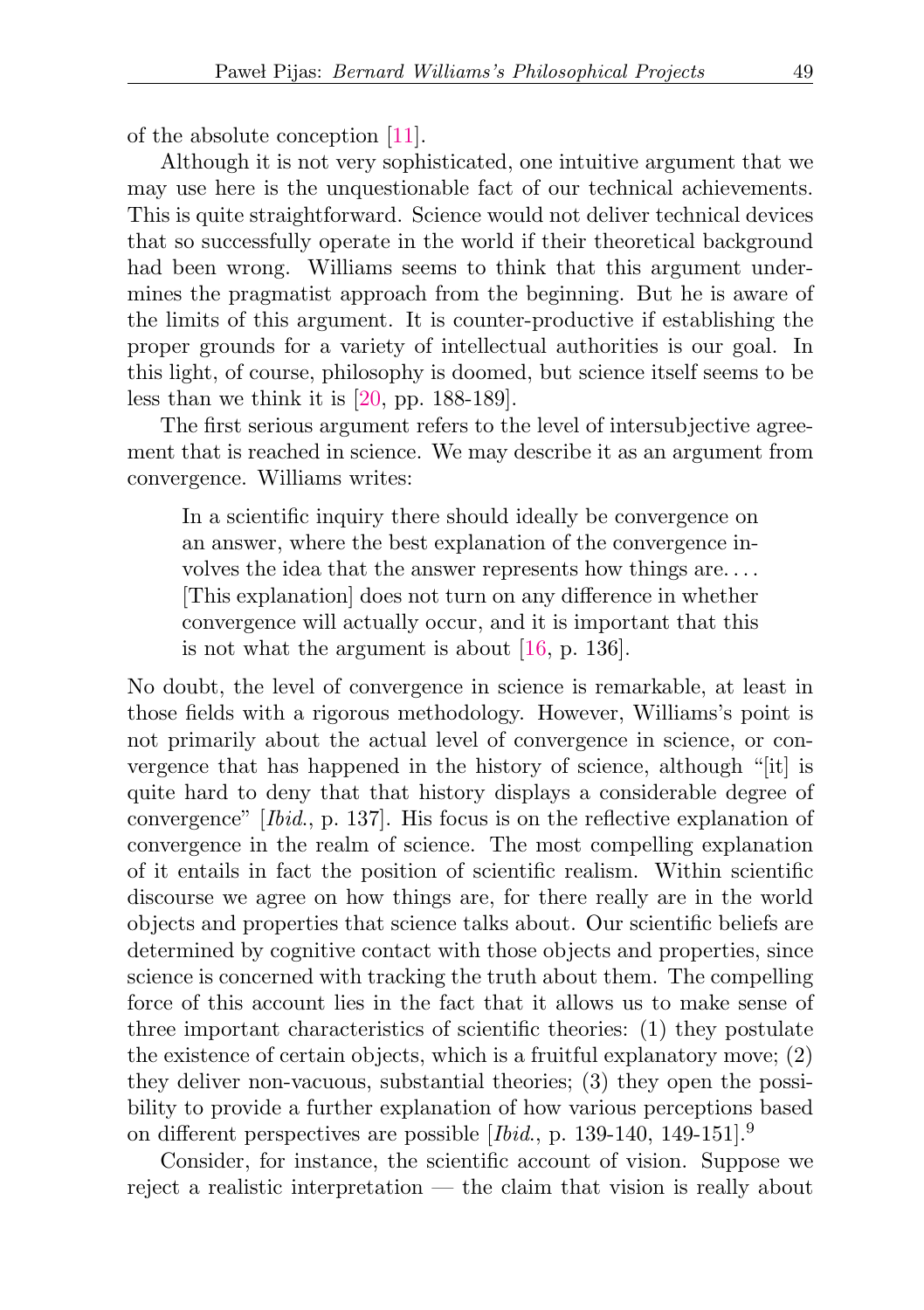of the absolute conception [11].

Although it is not very sophisticated, one intuitive argument that we may use here is the unquestionable fact of our technical achievements. This is quite straightforward. Science would not deliver technical devices that so successfully operate in the world if their theoretical background had been wrong. Williams seems to think that this argument undermines the pragmatist approach from the beginning. But he is aware of the limits of this argument. It is counter-productive if establishing the proper grounds for a variety of intellectual authorities is our goal. In this light, of course, philosophy is doomed, but science itself seems to be less than we think it is [20, pp. 188-189].

The first serious argument refers to the level of intersubjective agreement that is reached in science. We may describe it as an argument from convergence. Williams writes:

> In a scientific inquiry there should ideally be convergence on an answer, where the best explanation of the convergence involves the idea that the answer represents how things are. . . . [This explanation] does not turn on any difference in whether convergence will actually occur, and it is important that this is not what the argument is about [16, p. 136].

No doubt, the level of convergence in science is remarkable, at least in those fields with a rigorous methodology. However, Williams's point is not primarily about the actual level of convergence in science, or convergence that has happened in the history of science, although "[it] is quite hard to deny that that history displays a considerable degree of convergence" [*Ibid.*, p. 137]. His focus is on the reflective explanation of convergence in the realm of science. The most compelling explanation of it entails in fact the position of scientific realism. Within scientific discourse we agree on how things are, for there really are in the world objects and properties that science talks about. Our scientific beliefs are determined by cognitive contact with those objects and properties, since science is concerned with tracking the truth about them. The compelling force of this account lies in the fact that it allows us to make sense of three important characteristics of scientific theories: (1) they postulate the existence of certain objects, which is a fruitful explanatory move; (2) they deliver non-vacuous, substantial theories; (3) they open the possibility to provide a further explanation of how various perceptions based on different perspectives are possible [*Ibid.*, p. 139-140, 149-151].[9]

Consider, for instance, the scientific account of vision. Suppose we reject a realistic interpretation — the claim that vision is really about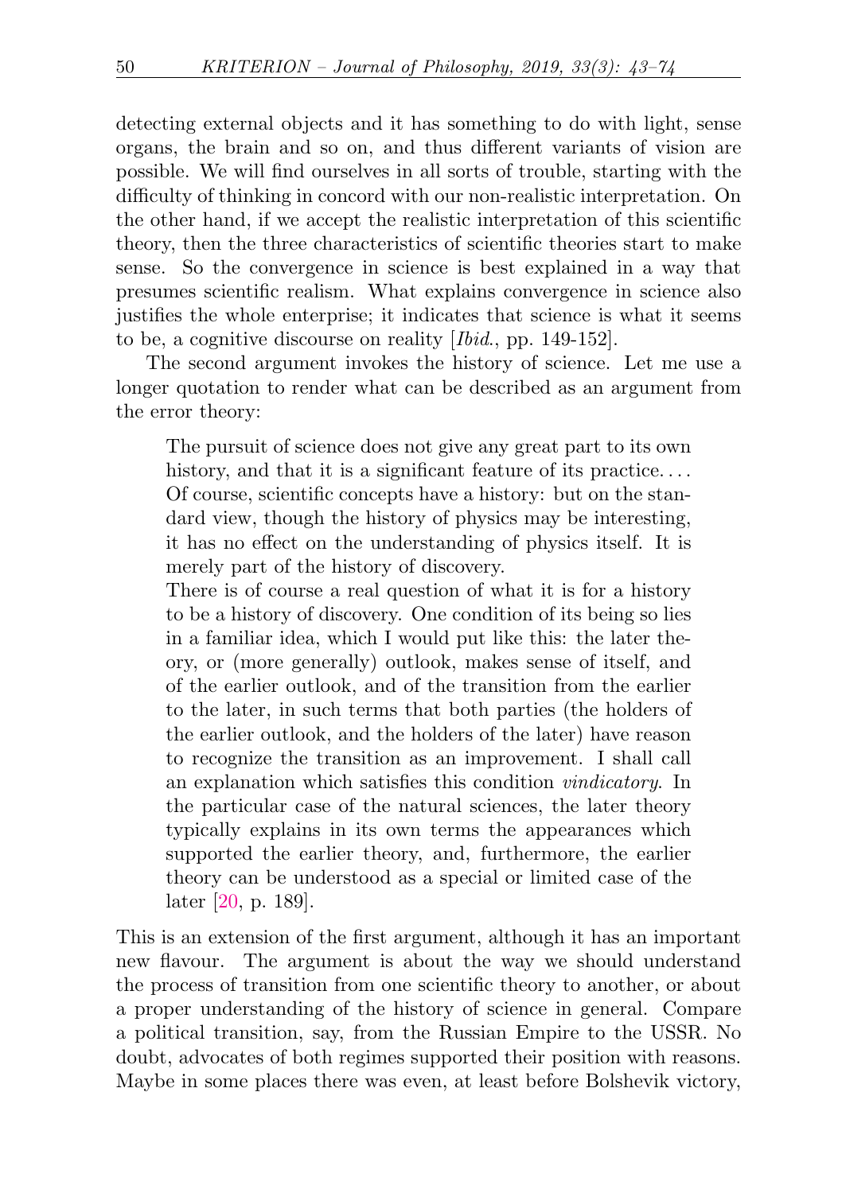detecting external objects and it has something to do with light, sense organs, the brain and so on, and thus different variants of vision are possible. We will find ourselves in all sorts of trouble, starting with the difficulty of thinking in concord with our non-realistic interpretation. On the other hand, if we accept the realistic interpretation of this scientific theory, then the three characteristics of scientific theories start to make sense. So the convergence in science is best explained in a way that presumes scientific realism. What explains convergence in science also justifies the whole enterprise; it indicates that science is what it seems to be, a cognitive discourse on reality [*Ibid.*, pp. 149-152].

The second argument invokes the history of science. Let me use a longer quotation to render what can be described as an argument from the error theory:

> The pursuit of science does not give any great part to its own history, and that it is a significant feature of its practice. . . . Of course, scientific concepts have a history: but on the standard view, though the history of physics may be interesting, it has no effect on the understanding of physics itself. It is merely part of the history of discovery.
>
> There is of course a real question of what it is for a history to be a history of discovery. One condition of its being so lies in a familiar idea, which I would put like this: the later theory, or (more generally) outlook, makes sense of itself, and of the earlier outlook, and of the transition from the earlier to the later, in such terms that both parties (the holders of the earlier outlook, and the holders of the later) have reason to recognize the transition as an improvement. I shall call an explanation which satisfies this condition *vindicatory*. In the particular case of the natural sciences, the later theory typically explains in its own terms the appearances which supported the earlier theory, and, furthermore, the earlier theory can be understood as a special or limited case of the later [20, p. 189].

This is an extension of the first argument, although it has an important new flavour. The argument is about the way we should understand the process of transition from one scientific theory to another, or about a proper understanding of the history of science in general. Compare a political transition, say, from the Russian Empire to the USSR. No doubt, advocates of both regimes supported their position with reasons. Maybe in some places there was even, at least before Bolshevik victory,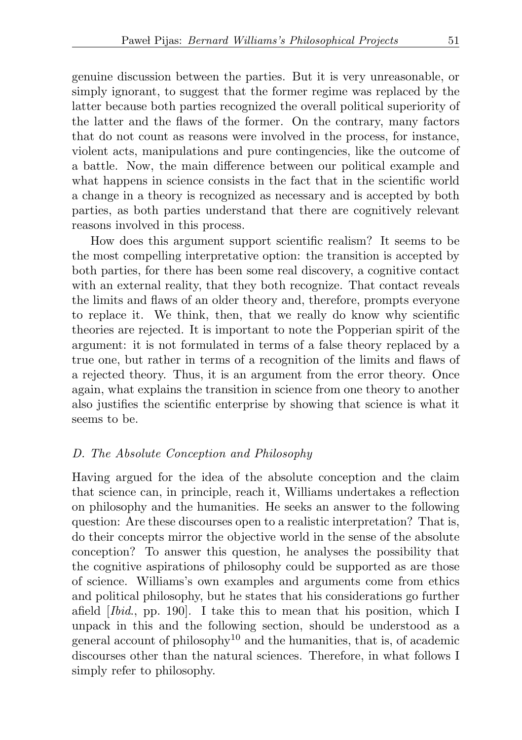genuine discussion between the parties. But it is very unreasonable, or simply ignorant, to suggest that the former regime was replaced by the latter because both parties recognized the overall political superiority of the latter and the flaws of the former. On the contrary, many factors that do not count as reasons were involved in the process, for instance, violent acts, manipulations and pure contingencies, like the outcome of a battle. Now, the main difference between our political example and what happens in science consists in the fact that in the scientific world a change in a theory is recognized as necessary and is accepted by both parties, as both parties understand that there are cognitively relevant reasons involved in this process.

How does this argument support scientific realism? It seems to be the most compelling interpretative option: the transition is accepted by both parties, for there has been some real discovery, a cognitive contact with an external reality, that they both recognize. That contact reveals the limits and flaws of an older theory and, therefore, prompts everyone to replace it. We think, then, that we really do know why scientific theories are rejected. It is important to note the Popperian spirit of the argument: it is not formulated in terms of a false theory replaced by a true one, but rather in terms of a recognition of the limits and flaws of a rejected theory. Thus, it is an argument from the error theory. Once again, what explains the transition in science from one theory to another also justifies the scientific enterprise by showing that science is what it seems to be.

### *D. The Absolute Conception and Philosophy*

Having argued for the idea of the absolute conception and the claim that science can, in principle, reach it, Williams undertakes a reflection on philosophy and the humanities. He seeks an answer to the following question: Are these discourses open to a realistic interpretation? That is, do their concepts mirror the objective world in the sense of the absolute conception? To answer this question, he analyses the possibility that the cognitive aspirations of philosophy could be supported as are those of science. Williams's own examples and arguments come from ethics and political philosophy, but he states that his considerations go further afield [*Ibid.*, pp. 190]. I take this to mean that his position, which I unpack in this and the following section, should be understood as a general account of philosophy[10] and the humanities, that is, of academic discourses other than the natural sciences. Therefore, in what follows I simply refer to philosophy.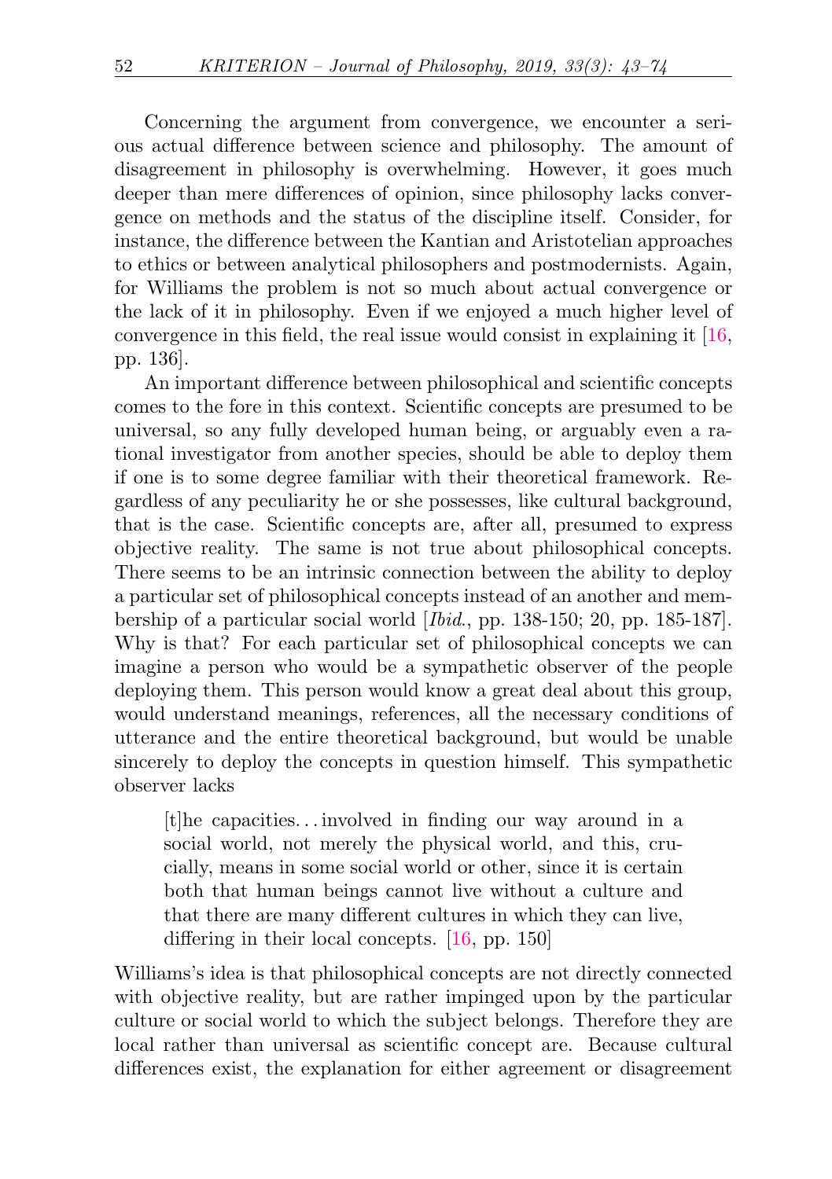Concerning the argument from convergence, we encounter a serious actual difference between science and philosophy. The amount of disagreement in philosophy is overwhelming. However, it goes much deeper than mere differences of opinion, since philosophy lacks convergence on methods and the status of the discipline itself. Consider, for instance, the difference between the Kantian and Aristotelian approaches to ethics or between analytical philosophers and postmodernists. Again, for Williams the problem is not so much about actual convergence or the lack of it in philosophy. Even if we enjoyed a much higher level of convergence in this field, the real issue would consist in explaining it [16, pp. 136].

An important difference between philosophical and scientific concepts comes to the fore in this context. Scientific concepts are presumed to be universal, so any fully developed human being, or arguably even a rational investigator from another species, should be able to deploy them if one is to some degree familiar with their theoretical framework. Regardless of any peculiarity he or she possesses, like cultural background, that is the case. Scientific concepts are, after all, presumed to express objective reality. The same is not true about philosophical concepts. There seems to be an intrinsic connection between the ability to deploy a particular set of philosophical concepts instead of an another and membership of a particular social world [*Ibid.*, pp. 138-150; 20, pp. 185-187]. Why is that? For each particular set of philosophical concepts we can imagine a person who would be a sympathetic observer of the people deploying them. This person would know a great deal about this group, would understand meanings, references, all the necessary conditions of utterance and the entire theoretical background, but would be unable sincerely to deploy the concepts in question himself. This sympathetic observer lacks

> [t]he capacities. . . involved in finding our way around in a social world, not merely the physical world, and this, crucially, means in some social world or other, since it is certain both that human beings cannot live without a culture and that there are many different cultures in which they can live, differing in their local concepts. [16, pp. 150]

Williams's idea is that philosophical concepts are not directly connected with objective reality, but are rather impinged upon by the particular culture or social world to which the subject belongs. Therefore they are local rather than universal as scientific concept are. Because cultural differences exist, the explanation for either agreement or disagreement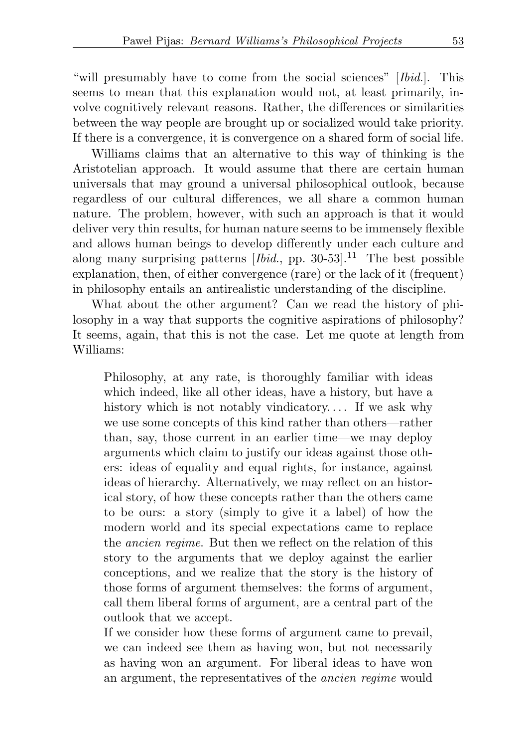"will presumably have to come from the social sciences" [*Ibid.*]. This seems to mean that this explanation would not, at least primarily, involve cognitively relevant reasons. Rather, the differences or similarities between the way people are brought up or socialized would take priority. If there is a convergence, it is convergence on a shared form of social life.

Williams claims that an alternative to this way of thinking is the Aristotelian approach. It would assume that there are certain human universals that may ground a universal philosophical outlook, because regardless of our cultural differences, we all share a common human nature. The problem, however, with such an approach is that it would deliver very thin results, for human nature seems to be immensely flexible and allows human beings to develop differently under each culture and along many surprising patterns [*Ibid.*, pp. 30-53].[11] The best possible explanation, then, of either convergence (rare) or the lack of it (frequent) in philosophy entails an antirealistic understanding of the discipline.

What about the other argument? Can we read the history of philosophy in a way that supports the cognitive aspirations of philosophy? It seems, again, that this is not the case. Let me quote at length from Williams:

> Philosophy, at any rate, is thoroughly familiar with ideas which indeed, like all other ideas, have a history, but have a history which is not notably vindicatory. . . . If we ask why we use some concepts of this kind rather than others—rather than, say, those current in an earlier time—we may deploy arguments which claim to justify our ideas against those others: ideas of equality and equal rights, for instance, against ideas of hierarchy. Alternatively, we may reflect on an historical story, of how these concepts rather than the others came to be ours: a story (simply to give it a label) of how the modern world and its special expectations came to replace the *ancien regime*. But then we reflect on the relation of this story to the arguments that we deploy against the earlier conceptions, and we realize that the story is the history of those forms of argument themselves: the forms of argument, call them liberal forms of argument, are a central part of the outlook that we accept.
>
> If we consider how these forms of argument came to prevail, we can indeed see them as having won, but not necessarily as having won an argument. For liberal ideas to have won an argument, the representatives of the *ancien regime* would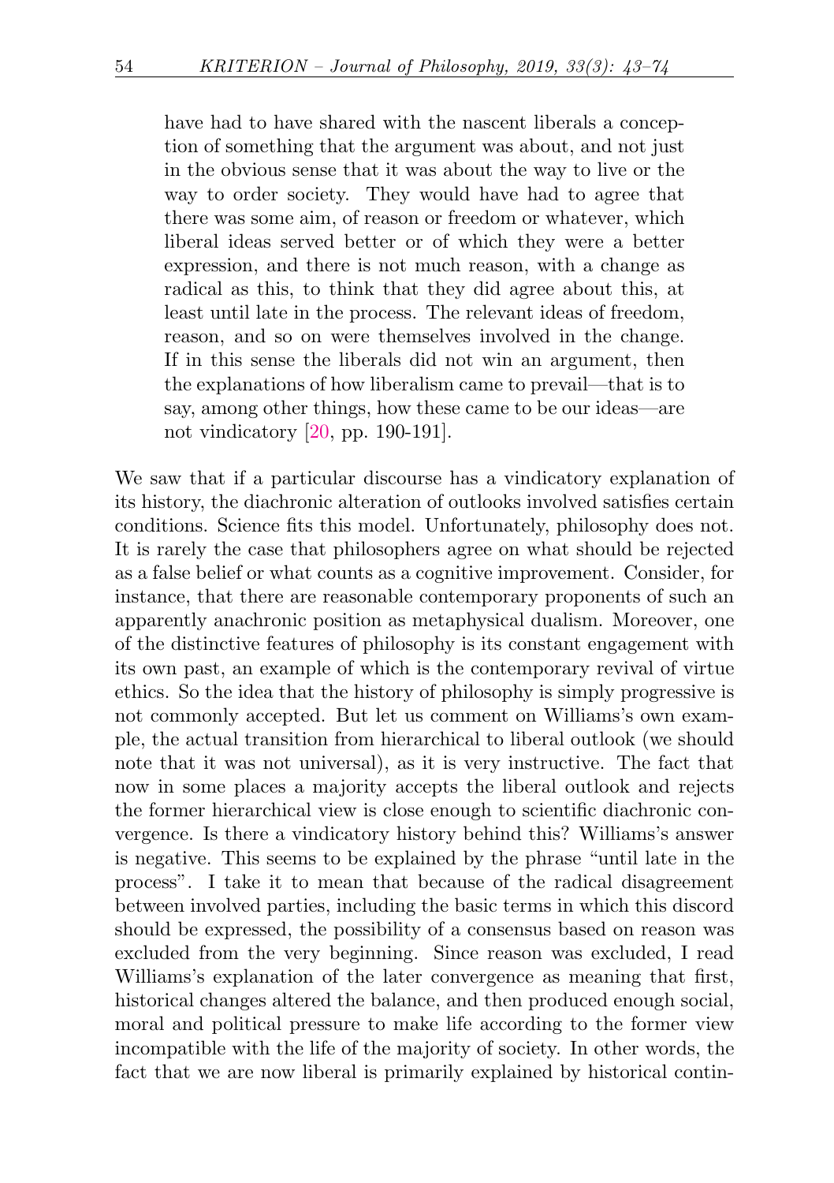> have had to have shared with the nascent liberals a conception of something that the argument was about, and not just in the obvious sense that it was about the way to live or the way to order society. They would have had to agree that there was some aim, of reason or freedom or whatever, which liberal ideas served better or of which they were a better expression, and there is not much reason, with a change as radical as this, to think that they did agree about this, at least until late in the process. The relevant ideas of freedom, reason, and so on were themselves involved in the change. If in this sense the liberals did not win an argument, then the explanations of how liberalism came to prevail—that is to say, among other things, how these came to be our ideas—are not vindicatory [20, pp. 190-191].

We saw that if a particular discourse has a vindicatory explanation of its history, the diachronic alteration of outlooks involved satisfies certain conditions. Science fits this model. Unfortunately, philosophy does not. It is rarely the case that philosophers agree on what should be rejected as a false belief or what counts as a cognitive improvement. Consider, for instance, that there are reasonable contemporary proponents of such an apparently anachronic position as metaphysical dualism. Moreover, one of the distinctive features of philosophy is its constant engagement with its own past, an example of which is the contemporary revival of virtue ethics. So the idea that the history of philosophy is simply progressive is not commonly accepted. But let us comment on Williams's own example, the actual transition from hierarchical to liberal outlook (we should note that it was not universal), as it is very instructive. The fact that now in some places a majority accepts the liberal outlook and rejects the former hierarchical view is close enough to scientific diachronic convergence. Is there a vindicatory history behind this? Williams's answer is negative. This seems to be explained by the phrase "until late in the process". I take it to mean that because of the radical disagreement between involved parties, including the basic terms in which this discord should be expressed, the possibility of a consensus based on reason was excluded from the very beginning. Since reason was excluded, I read Williams's explanation of the later convergence as meaning that first, historical changes altered the balance, and then produced enough social, moral and political pressure to make life according to the former view incompatible with the life of the majority of society. In other words, the fact that we are now liberal is primarily explained by historical contin-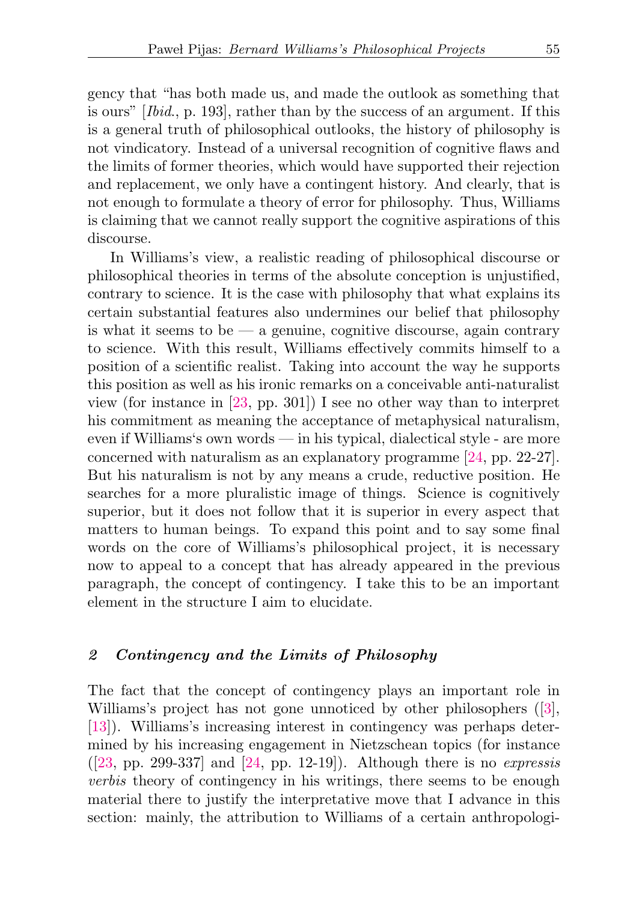gency that "has both made us, and made the outlook as something that is ours" [*Ibid.*, p. 193], rather than by the success of an argument. If this is a general truth of philosophical outlooks, the history of philosophy is not vindicatory. Instead of a universal recognition of cognitive flaws and the limits of former theories, which would have supported their rejection and replacement, we only have a contingent history. And clearly, that is not enough to formulate a theory of error for philosophy. Thus, Williams is claiming that we cannot really support the cognitive aspirations of this discourse.

In Williams's view, a realistic reading of philosophical discourse or philosophical theories in terms of the absolute conception is unjustified, contrary to science. It is the case with philosophy that what explains its certain substantial features also undermines our belief that philosophy is what it seems to be — a genuine, cognitive discourse, again contrary to science. With this result, Williams effectively commits himself to a position of a scientific realist. Taking into account the way he supports this position as well as his ironic remarks on a conceivable anti-naturalist view (for instance in [23, pp. 301]) I see no other way than to interpret his commitment as meaning the acceptance of metaphysical naturalism, even if Williams's own words — in his typical, dialectical style - are more concerned with naturalism as an explanatory programme [24, pp. 22-27]. But his naturalism is not by any means a crude, reductive position. He searches for a more pluralistic image of things. Science is cognitively superior, but it does not follow that it is superior in every aspect that matters to human beings. To expand this point and to say some final words on the core of Williams's philosophical project, it is necessary now to appeal to a concept that has already appeared in the previous paragraph, the concept of contingency. I take this to be an important element in the structure I aim to elucidate.

## *2 Contingency and the Limits of Philosophy*

The fact that the concept of contingency plays an important role in Williams's project has not gone unnoticed by other philosophers ([3], [13]). Williams's increasing interest in contingency was perhaps determined by his increasing engagement in Nietzschean topics (for instance ([23, pp. 299-337] and [24, pp. 12-19]). Although there is no *expressis verbis* theory of contingency in his writings, there seems to be enough material there to justify the interpretative move that I advance in this section: mainly, the attribution to Williams of a certain anthropologi-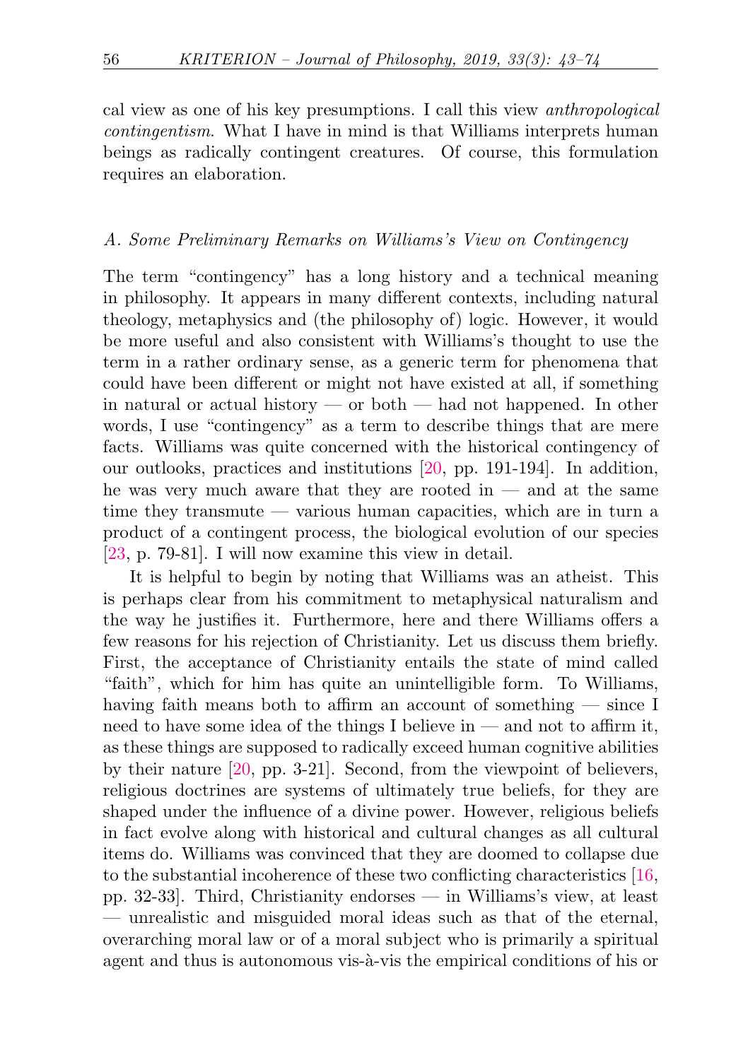cal view as one of his key presumptions. I call this view *anthropological contingentism*. What I have in mind is that Williams interprets human beings as radically contingent creatures. Of course, this formulation requires an elaboration.

### *A. Some Preliminary Remarks on Williams's View on Contingency*

The term "contingency" has a long history and a technical meaning in philosophy. It appears in many different contexts, including natural theology, metaphysics and (the philosophy of) logic. However, it would be more useful and also consistent with Williams's thought to use the term in a rather ordinary sense, as a generic term for phenomena that could have been different or might not have existed at all, if something in natural or actual history — or both — had not happened. In other words, I use "contingency" as a term to describe things that are mere facts. Williams was quite concerned with the historical contingency of our outlooks, practices and institutions [20, pp. 191-194]. In addition, he was very much aware that they are rooted in — and at the same time they transmute — various human capacities, which are in turn a product of a contingent process, the biological evolution of our species [23, p. 79-81]. I will now examine this view in detail.

It is helpful to begin by noting that Williams was an atheist. This is perhaps clear from his commitment to metaphysical naturalism and the way he justifies it. Furthermore, here and there Williams offers a few reasons for his rejection of Christianity. Let us discuss them briefly. First, the acceptance of Christianity entails the state of mind called "faith", which for him has quite an unintelligible form. To Williams, having faith means both to affirm an account of something — since I need to have some idea of the things I believe in — and not to affirm it, as these things are supposed to radically exceed human cognitive abilities by their nature [20, pp. 3-21]. Second, from the viewpoint of believers, religious doctrines are systems of ultimately true beliefs, for they are shaped under the influence of a divine power. However, religious beliefs in fact evolve along with historical and cultural changes as all cultural items do. Williams was convinced that they are doomed to collapse due to the substantial incoherence of these two conflicting characteristics [16, pp. 32-33]. Third, Christianity endorses — in Williams's view, at least — unrealistic and misguided moral ideas such as that of the eternal, overarching moral law or of a moral subject who is primarily a spiritual agent and thus is autonomous vis-à-vis the empirical conditions of his or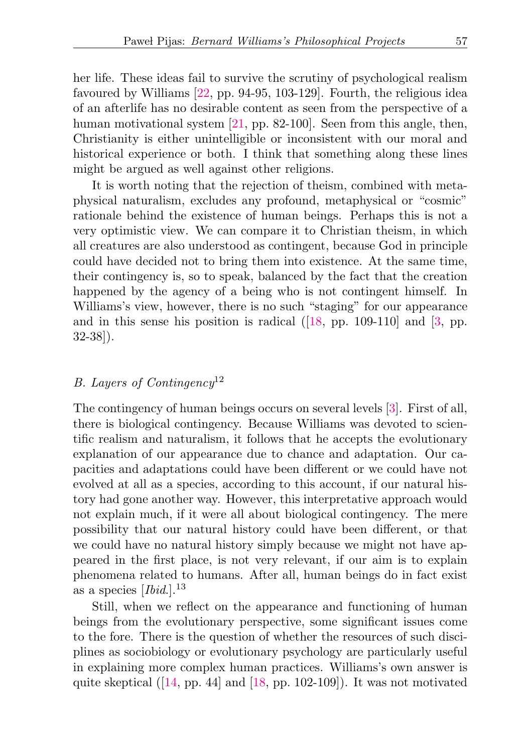her life. These ideas fail to survive the scrutiny of psychological realism favoured by Williams [22, pp. 94-95, 103-129]. Fourth, the religious idea of an afterlife has no desirable content as seen from the perspective of a human motivational system [21, pp. 82-100]. Seen from this angle, then, Christianity is either unintelligible or inconsistent with our moral and historical experience or both. I think that something along these lines might be argued as well against other religions.

It is worth noting that the rejection of theism, combined with metaphysical naturalism, excludes any profound, metaphysical or "cosmic" rationale behind the existence of human beings. Perhaps this is not a very optimistic view. We can compare it to Christian theism, in which all creatures are also understood as contingent, because God in principle could have decided not to bring them into existence. At the same time, their contingency is, so to speak, balanced by the fact that the creation happened by the agency of a being who is not contingent himself. In Williams's view, however, there is no such "staging" for our appearance and in this sense his position is radical ([18, pp. 109-110] and [3, pp. 32-38]).

### *B. Layers of Contingency*[12]

The contingency of human beings occurs on several levels [3]. First of all, there is biological contingency. Because Williams was devoted to scientific realism and naturalism, it follows that he accepts the evolutionary explanation of our appearance due to chance and adaptation. Our capacities and adaptations could have been different or we could have not evolved at all as a species, according to this account, if our natural history had gone another way. However, this interpretative approach would not explain much, if it were all about biological contingency. The mere possibility that our natural history could have been different, or that we could have no natural history simply because we might not have appeared in the first place, is not very relevant, if our aim is to explain phenomena related to humans. After all, human beings do in fact exist as a species [*Ibid*.].[13]

Still, when we reflect on the appearance and functioning of human beings from the evolutionary perspective, some significant issues come to the fore. There is the question of whether the resources of such disciplines as sociobiology or evolutionary psychology are particularly useful in explaining more complex human practices. Williams's own answer is quite skeptical ([14, pp. 44] and [18, pp. 102-109]). It was not motivated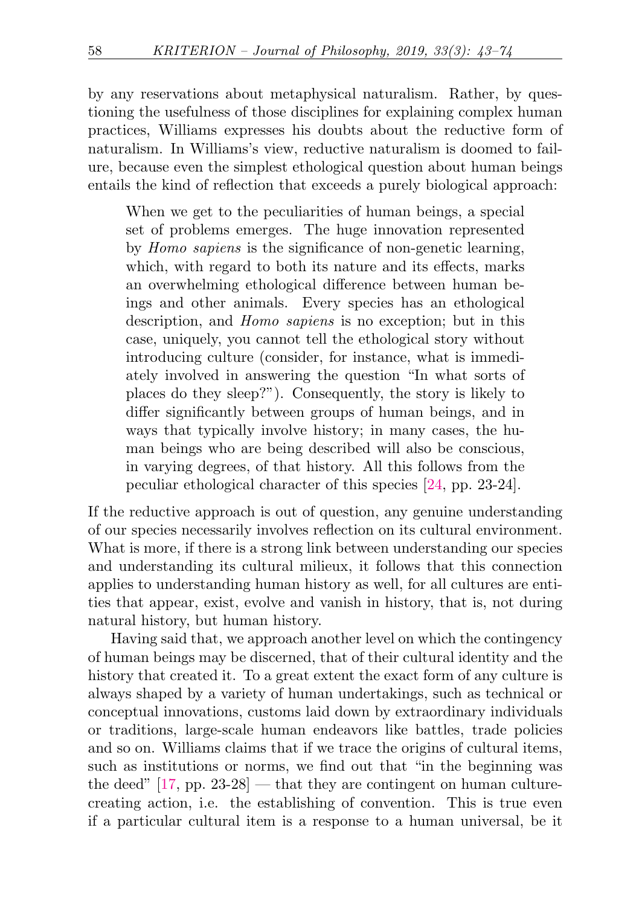by any reservations about metaphysical naturalism. Rather, by questioning the usefulness of those disciplines for explaining complex human practices, Williams expresses his doubts about the reductive form of naturalism. In Williams's view, reductive naturalism is doomed to failure, because even the simplest ethological question about human beings entails the kind of reflection that exceeds a purely biological approach:

> When we get to the peculiarities of human beings, a special set of problems emerges. The huge innovation represented by *Homo sapiens* is the significance of non-genetic learning, which, with regard to both its nature and its effects, marks an overwhelming ethological difference between human beings and other animals. Every species has an ethological description, and *Homo sapiens* is no exception; but in this case, uniquely, you cannot tell the ethological story without introducing culture (consider, for instance, what is immediately involved in answering the question "In what sorts of places do they sleep?"). Consequently, the story is likely to differ significantly between groups of human beings, and in ways that typically involve history; in many cases, the human beings who are being described will also be conscious, in varying degrees, of that history. All this follows from the peculiar ethological character of this species [24, pp. 23-24].

If the reductive approach is out of question, any genuine understanding of our species necessarily involves reflection on its cultural environment. What is more, if there is a strong link between understanding our species and understanding its cultural milieux, it follows that this connection applies to understanding human history as well, for all cultures are entities that appear, exist, evolve and vanish in history, that is, not during natural history, but human history.

Having said that, we approach another level on which the contingency of human beings may be discerned, that of their cultural identity and the history that created it. To a great extent the exact form of any culture is always shaped by a variety of human undertakings, such as technical or conceptual innovations, customs laid down by extraordinary individuals or traditions, large-scale human endeavors like battles, trade policies and so on. Williams claims that if we trace the origins of cultural items, such as institutions or norms, we find out that "in the beginning was the deed" [17, pp. 23-28] — that they are contingent on human culture-creating action, i.e. the establishing of convention. This is true even if a particular cultural item is a response to a human universal, be it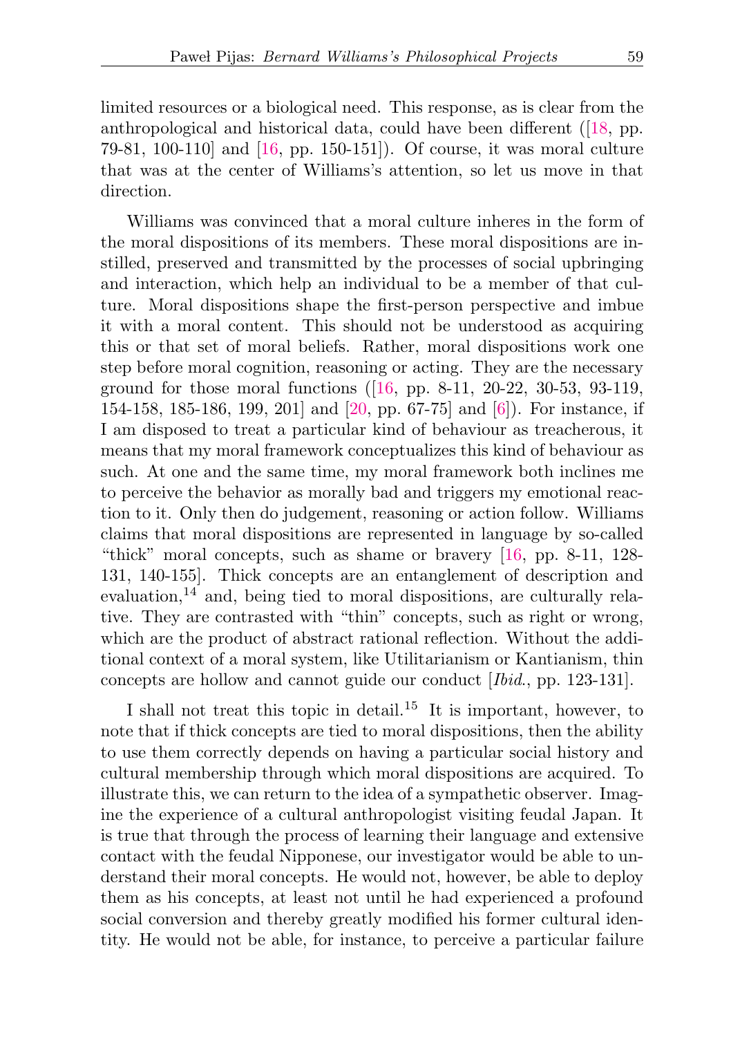limited resources or a biological need. This response, as is clear from the anthropological and historical data, could have been different ([18, pp. 79-81, 100-110] and [16, pp. 150-151]). Of course, it was moral culture that was at the center of Williams's attention, so let us move in that direction.

Williams was convinced that a moral culture inheres in the form of the moral dispositions of its members. These moral dispositions are instilled, preserved and transmitted by the processes of social upbringing and interaction, which help an individual to be a member of that culture. Moral dispositions shape the first-person perspective and imbue it with a moral content. This should not be understood as acquiring this or that set of moral beliefs. Rather, moral dispositions work one step before moral cognition, reasoning or acting. They are the necessary ground for those moral functions ([16, pp. 8-11, 20-22, 30-53, 93-119, 154-158, 185-186, 199, 201] and [20, pp. 67-75] and [6]). For instance, if I am disposed to treat a particular kind of behaviour as treacherous, it means that my moral framework conceptualizes this kind of behaviour as such. At one and the same time, my moral framework both inclines me to perceive the behavior as morally bad and triggers my emotional reaction to it. Only then do judgement, reasoning or action follow. Williams claims that moral dispositions are represented in language by so-called "thick" moral concepts, such as shame or bravery [16, pp. 8-11, 128-131, 140-155]. Thick concepts are an entanglement of description and evaluation,[14] and, being tied to moral dispositions, are culturally relative. They are contrasted with "thin" concepts, such as right or wrong, which are the product of abstract rational reflection. Without the additional context of a moral system, like Utilitarianism or Kantianism, thin concepts are hollow and cannot guide our conduct [*Ibid.*, pp. 123-131].

I shall not treat this topic in detail.[15] It is important, however, to note that if thick concepts are tied to moral dispositions, then the ability to use them correctly depends on having a particular social history and cultural membership through which moral dispositions are acquired. To illustrate this, we can return to the idea of a sympathetic observer. Imagine the experience of a cultural anthropologist visiting feudal Japan. It is true that through the process of learning their language and extensive contact with the feudal Nipponese, our investigator would be able to understand their moral concepts. He would not, however, be able to deploy them as his concepts, at least not until he had experienced a profound social conversion and thereby greatly modified his former cultural identity. He would not be able, for instance, to perceive a particular failure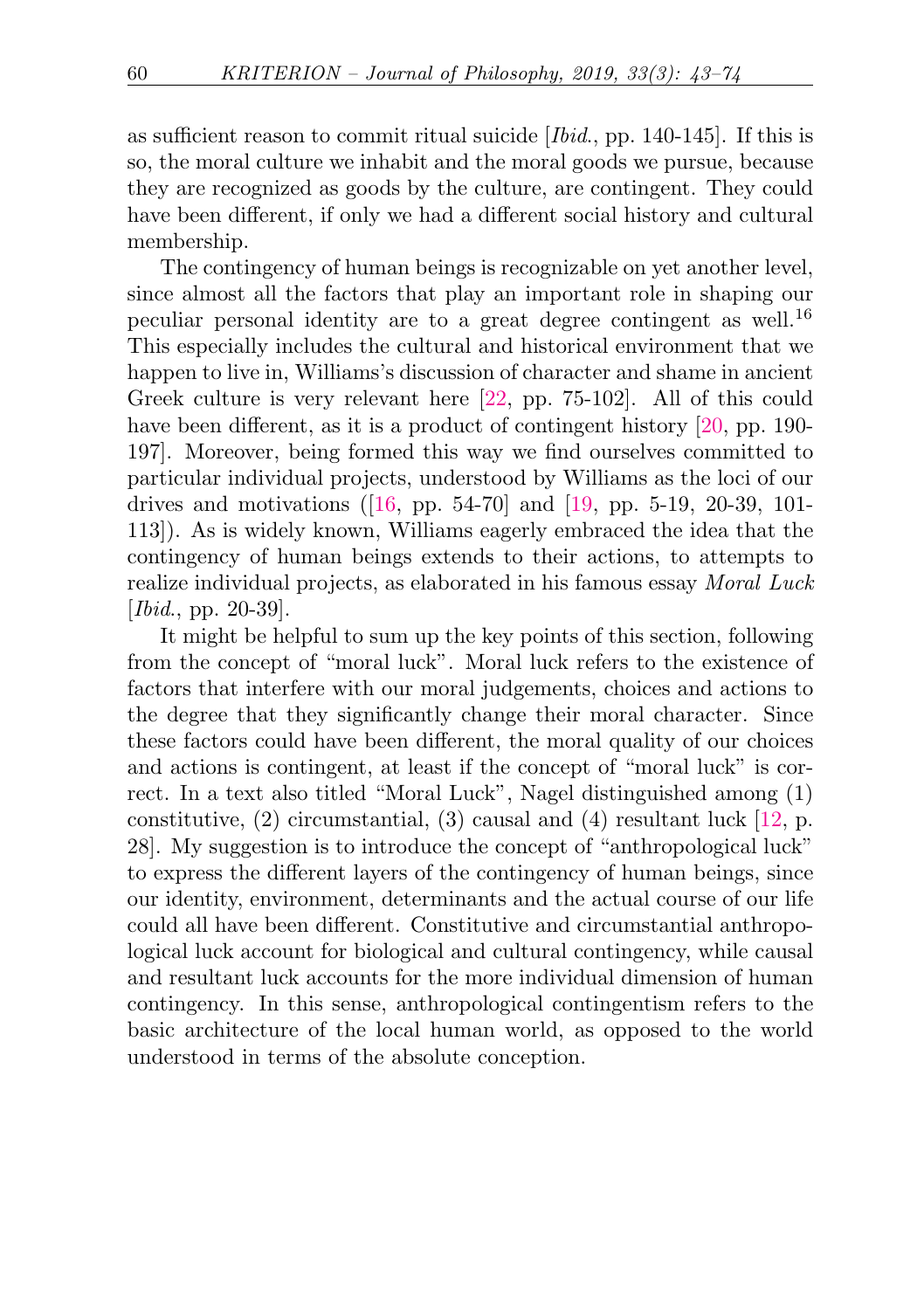as sufficient reason to commit ritual suicide [*Ibid.*, pp. 140-145]. If this is so, the moral culture we inhabit and the moral goods we pursue, because they are recognized as goods by the culture, are contingent. They could have been different, if only we had a different social history and cultural membership.

The contingency of human beings is recognizable on yet another level, since almost all the factors that play an important role in shaping our peculiar personal identity are to a great degree contingent as well.[16] This especially includes the cultural and historical environment that we happen to live in, Williams's discussion of character and shame in ancient Greek culture is very relevant here [22, pp. 75-102]. All of this could have been different, as it is a product of contingent history [20, pp. 190-197]. Moreover, being formed this way we find ourselves committed to particular individual projects, understood by Williams as the loci of our drives and motivations ([16, pp. 54-70] and [19, pp. 5-19, 20-39, 101-113]). As is widely known, Williams eagerly embraced the idea that the contingency of human beings extends to their actions, to attempts to realize individual projects, as elaborated in his famous essay *Moral Luck* [*Ibid.*, pp. 20-39].

It might be helpful to sum up the key points of this section, following from the concept of "moral luck". Moral luck refers to the existence of factors that interfere with our moral judgements, choices and actions to the degree that they significantly change their moral character. Since these factors could have been different, the moral quality of our choices and actions is contingent, at least if the concept of "moral luck" is correct. In a text also titled "Moral Luck", Nagel distinguished among (1) constitutive, (2) circumstantial, (3) causal and (4) resultant luck [12, p. 28]. My suggestion is to introduce the concept of "anthropological luck" to express the different layers of the contingency of human beings, since our identity, environment, determinants and the actual course of our life could all have been different. Constitutive and circumstantial anthropological luck account for biological and cultural contingency, while causal and resultant luck accounts for the more individual dimension of human contingency. In this sense, anthropological contingentism refers to the basic architecture of the local human world, as opposed to the world understood in terms of the absolute conception.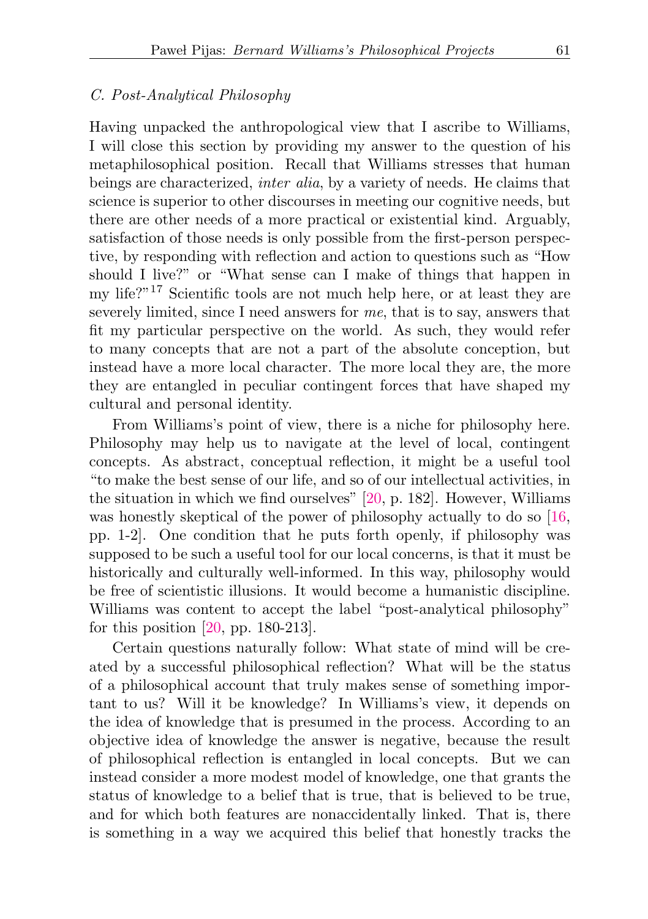### C. Post-Analytical Philosophy

Having unpacked the anthropological view that I ascribe to Williams, I will close this section by providing my answer to the question of his metaphilosophical position. Recall that Williams stresses that human beings are characterized, *inter alia*, by a variety of needs. He claims that science is superior to other discourses in meeting our cognitive needs, but there are other needs of a more practical or existential kind. Arguably, satisfaction of those needs is only possible from the first-person perspective, by responding with reflection and action to questions such as "How should I live?" or "What sense can I make of things that happen in my life?"[17] Scientific tools are not much help here, or at least they are severely limited, since I need answers for *me*, that is to say, answers that fit my particular perspective on the world. As such, they would refer to many concepts that are not a part of the absolute conception, but instead have a more local character. The more local they are, the more they are entangled in peculiar contingent forces that have shaped my cultural and personal identity.

From Williams's point of view, there is a niche for philosophy here. Philosophy may help us to navigate at the level of local, contingent concepts. As abstract, conceptual reflection, it might be a useful tool "to make the best sense of our life, and so of our intellectual activities, in the situation in which we find ourselves" [20, p. 182]. However, Williams was honestly skeptical of the power of philosophy actually to do so [16, pp. 1-2]. One condition that he puts forth openly, if philosophy was supposed to be such a useful tool for our local concerns, is that it must be historically and culturally well-informed. In this way, philosophy would be free of scientistic illusions. It would become a humanistic discipline. Williams was content to accept the label "post-analytical philosophy" for this position [20, pp. 180-213].

Certain questions naturally follow: What state of mind will be created by a successful philosophical reflection? What will be the status of a philosophical account that truly makes sense of something important to us? Will it be knowledge? In Williams's view, it depends on the idea of knowledge that is presumed in the process. According to an objective idea of knowledge the answer is negative, because the result of philosophical reflection is entangled in local concepts. But we can instead consider a more modest model of knowledge, one that grants the status of knowledge to a belief that is true, that is believed to be true, and for which both features are nonaccidentally linked. That is, there is something in a way we acquired this belief that honestly tracks the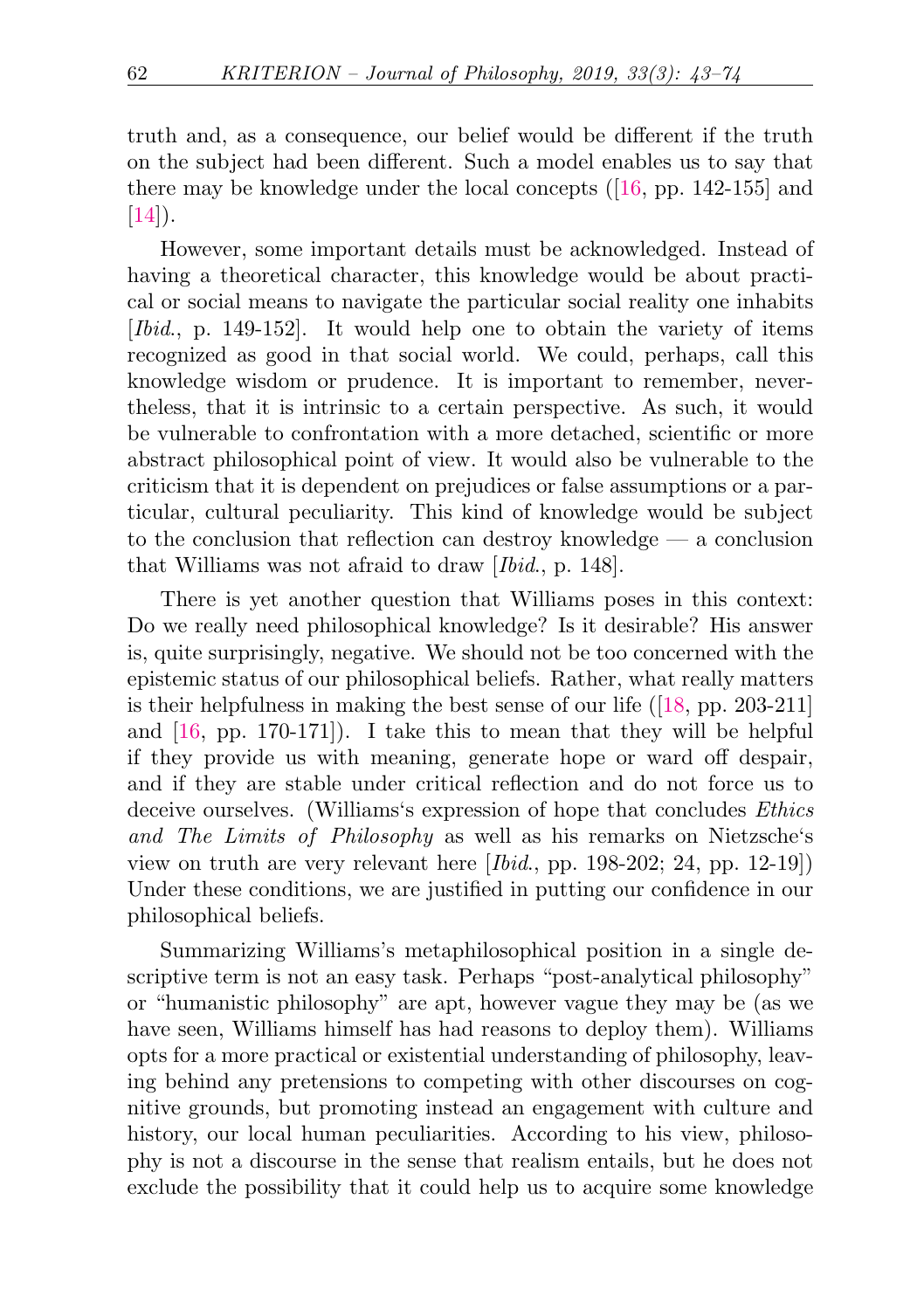truth and, as a consequence, our belief would be different if the truth on the subject had been different. Such a model enables us to say that there may be knowledge under the local concepts ([16, pp. 142-155] and [14]).

However, some important details must be acknowledged. Instead of having a theoretical character, this knowledge would be about practical or social means to navigate the particular social reality one inhabits [*Ibid.*, p. 149-152]. It would help one to obtain the variety of items recognized as good in that social world. We could, perhaps, call this knowledge wisdom or prudence. It is important to remember, nevertheless, that it is intrinsic to a certain perspective. As such, it would be vulnerable to confrontation with a more detached, scientific or more abstract philosophical point of view. It would also be vulnerable to the criticism that it is dependent on prejudices or false assumptions or a particular, cultural peculiarity. This kind of knowledge would be subject to the conclusion that reflection can destroy knowledge — a conclusion that Williams was not afraid to draw [*Ibid.*, p. 148].

There is yet another question that Williams poses in this context: Do we really need philosophical knowledge? Is it desirable? His answer is, quite surprisingly, negative. We should not be too concerned with the epistemic status of our philosophical beliefs. Rather, what really matters is their helpfulness in making the best sense of our life ([18, pp. 203-211] and [16, pp. 170-171]). I take this to mean that they will be helpful if they provide us with meaning, generate hope or ward off despair, and if they are stable under critical reflection and do not force us to deceive ourselves. (Williams‘s expression of hope that concludes *Ethics and The Limits of Philosophy* as well as his remarks on Nietzsche‘s view on truth are very relevant here [*Ibid.*, pp. 198-202; 24, pp. 12-19]) Under these conditions, we are justified in putting our confidence in our philosophical beliefs.

Summarizing Williams's metaphilosophical position in a single descriptive term is not an easy task. Perhaps "post-analytical philosophy" or "humanistic philosophy" are apt, however vague they may be (as we have seen, Williams himself has had reasons to deploy them). Williams opts for a more practical or existential understanding of philosophy, leaving behind any pretensions to competing with other discourses on cognitive grounds, but promoting instead an engagement with culture and history, our local human peculiarities. According to his view, philosophy is not a discourse in the sense that realism entails, but he does not exclude the possibility that it could help us to acquire some knowledge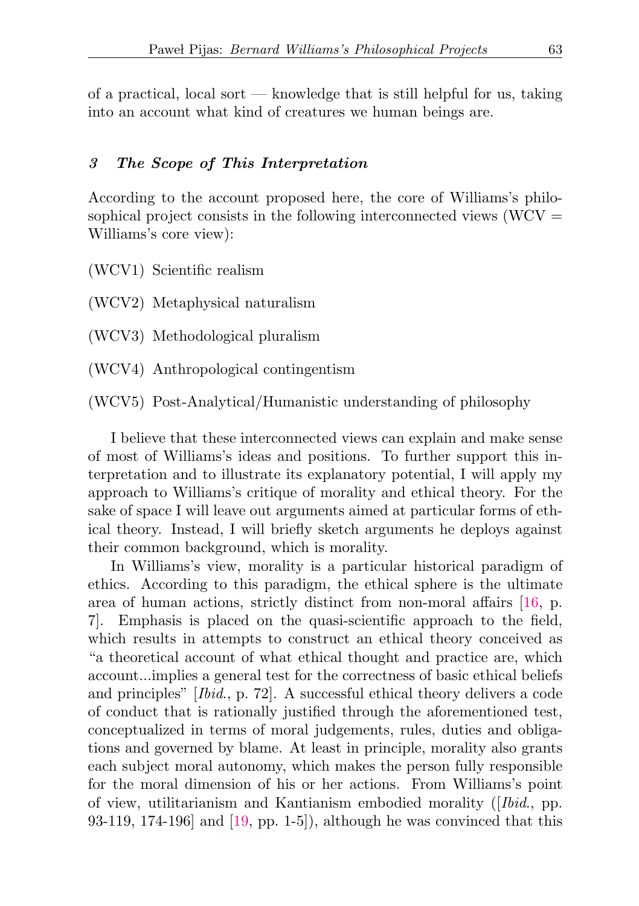of a practical, local sort — knowledge that is still helpful for us, taking into an account what kind of creatures we human beings are.

### *3 The Scope of This Interpretation*

According to the account proposed here, the core of Williams's philosophical project consists in the following interconnected views (WCV = Williams's core view):

(WCV1) Scientific realism

(WCV2) Metaphysical naturalism

(WCV3) Methodological pluralism

(WCV4) Anthropological contingentism

(WCV5) Post-Analytical/Humanistic understanding of philosophy

I believe that these interconnected views can explain and make sense of most of Williams's ideas and positions. To further support this interpretation and to illustrate its explanatory potential, I will apply my approach to Williams's critique of morality and ethical theory. For the sake of space I will leave out arguments aimed at particular forms of ethical theory. Instead, I will briefly sketch arguments he deploys against their common background, which is morality.

In Williams's view, morality is a particular historical paradigm of ethics. According to this paradigm, the ethical sphere is the ultimate area of human actions, strictly distinct from non-moral affairs [16, p. 7]. Emphasis is placed on the quasi-scientific approach to the field, which results in attempts to construct an ethical theory conceived as "a theoretical account of what ethical thought and practice are, which account...implies a general test for the correctness of basic ethical beliefs and principles" [*Ibid.*, p. 72]. A successful ethical theory delivers a code of conduct that is rationally justified through the aforementioned test, conceptualized in terms of moral judgements, rules, duties and obligations and governed by blame. At least in principle, morality also grants each subject moral autonomy, which makes the person fully responsible for the moral dimension of his or her actions. From Williams's point of view, utilitarianism and Kantianism embodied morality ([*Ibid.*, pp. 93-119, 174-196] and [19, pp. 1-5]), although he was convinced that this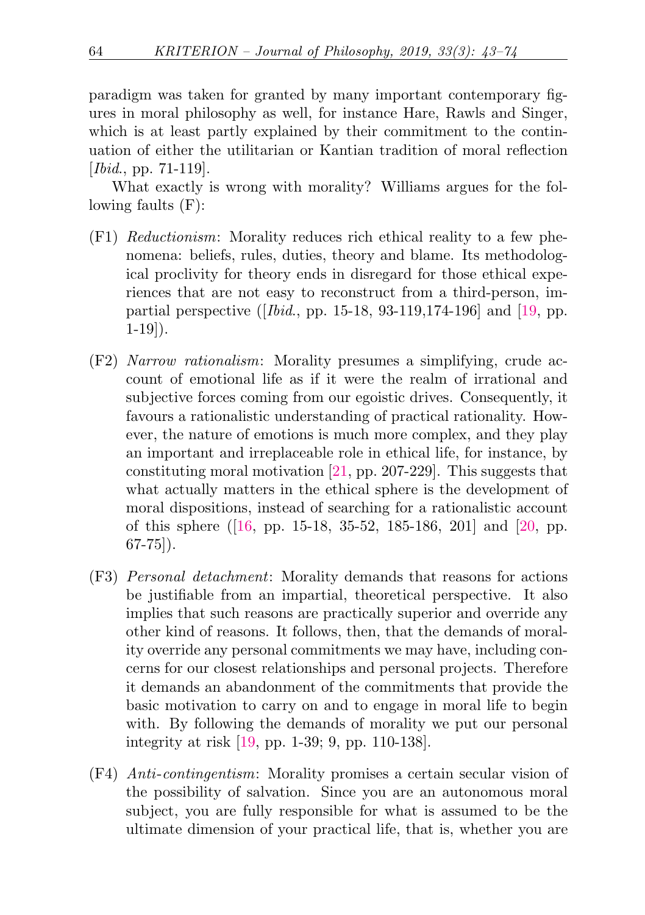paradigm was taken for granted by many important contemporary figures in moral philosophy as well, for instance Hare, Rawls and Singer, which is at least partly explained by their commitment to the continuation of either the utilitarian or Kantian tradition of moral reflection [*Ibid.*, pp. 71-119].

What exactly is wrong with morality? Williams argues for the following faults (F):

- (F1) *Reductionism*: Morality reduces rich ethical reality to a few phenomena: beliefs, rules, duties, theory and blame. Its methodological proclivity for theory ends in disregard for those ethical experiences that are not easy to reconstruct from a third-person, impartial perspective ([*Ibid.*, pp. 15-18, 93-119,174-196] and [19, pp. 1-19]).

- (F2) *Narrow rationalism*: Morality presumes a simplifying, crude account of emotional life as if it were the realm of irrational and subjective forces coming from our egoistic drives. Consequently, it favours a rationalistic understanding of practical rationality. However, the nature of emotions is much more complex, and they play an important and irreplaceable role in ethical life, for instance, by constituting moral motivation [21, pp. 207-229]. This suggests that what actually matters in the ethical sphere is the development of moral dispositions, instead of searching for a rationalistic account of this sphere ([16, pp. 15-18, 35-52, 185-186, 201] and [20, pp. 67-75]).

- (F3) *Personal detachment*: Morality demands that reasons for actions be justifiable from an impartial, theoretical perspective. It also implies that such reasons are practically superior and override any other kind of reasons. It follows, then, that the demands of morality override any personal commitments we may have, including concerns for our closest relationships and personal projects. Therefore it demands an abandonment of the commitments that provide the basic motivation to carry on and to engage in moral life to begin with. By following the demands of morality we put our personal integrity at risk [19, pp. 1-39; 9, pp. 110-138].

- (F4) *Anti-contingentism*: Morality promises a certain secular vision of the possibility of salvation. Since you are an autonomous moral subject, you are fully responsible for what is assumed to be the ultimate dimension of your practical life, that is, whether you are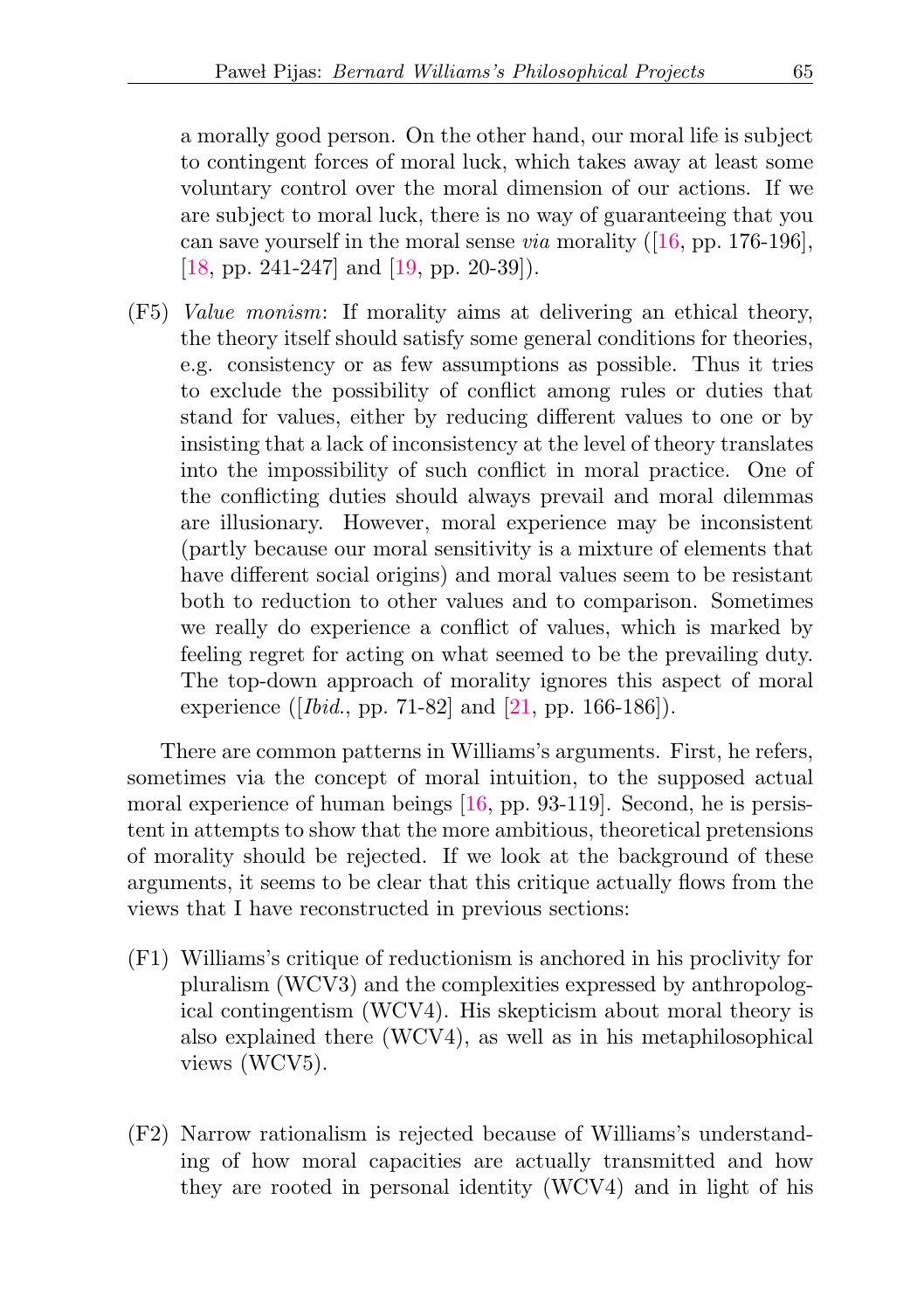a morally good person. On the other hand, our moral life is subject to contingent forces of moral luck, which takes away at least some voluntary control over the moral dimension of our actions. If we are subject to moral luck, there is no way of guaranteeing that you can save yourself in the moral sense *via* morality ([16, pp. 176-196], [18, pp. 241-247] and [19, pp. 20-39]).

(F5) *Value monism*: If morality aims at delivering an ethical theory, the theory itself should satisfy some general conditions for theories, e.g. consistency or as few assumptions as possible. Thus it tries to exclude the possibility of conflict among rules or duties that stand for values, either by reducing different values to one or by insisting that a lack of inconsistency at the level of theory translates into the impossibility of such conflict in moral practice. One of the conflicting duties should always prevail and moral dilemmas are illusionary. However, moral experience may be inconsistent (partly because our moral sensitivity is a mixture of elements that have different social origins) and moral values seem to be resistant both to reduction to other values and to comparison. Sometimes we really do experience a conflict of values, which is marked by feeling regret for acting on what seemed to be the prevailing duty. The top-down approach of morality ignores this aspect of moral experience ([*Ibid.*, pp. 71-82] and [21, pp. 166-186]).

There are common patterns in Williams's arguments. First, he refers, sometimes via the concept of moral intuition, to the supposed actual moral experience of human beings [16, pp. 93-119]. Second, he is persistent in attempts to show that the more ambitious, theoretical pretensions of morality should be rejected. If we look at the background of these arguments, it seems to be clear that this critique actually flows from the views that I have reconstructed in previous sections:

(F1) Williams's critique of reductionism is anchored in his proclivity for pluralism (WCV3) and the complexities expressed by anthropological contingentism (WCV4). His skepticism about moral theory is also explained there (WCV4), as well as in his metaphilosophical views (WCV5).

(F2) Narrow rationalism is rejected because of Williams's understanding of how moral capacities are actually transmitted and how they are rooted in personal identity (WCV4) and in light of his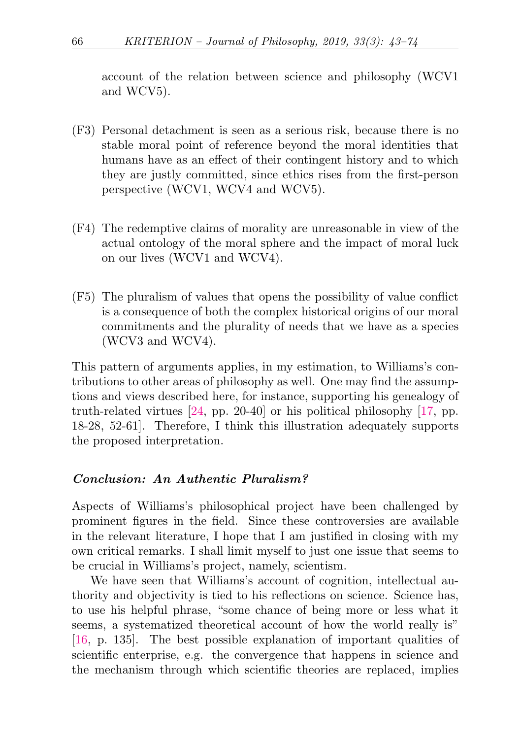account of the relation between science and philosophy (WCV1 and WCV5).

(F3) Personal detachment is seen as a serious risk, because there is no stable moral point of reference beyond the moral identities that humans have as an effect of their contingent history and to which they are justly committed, since ethics rises from the first-person perspective (WCV1, WCV4 and WCV5).

(F4) The redemptive claims of morality are unreasonable in view of the actual ontology of the moral sphere and the impact of moral luck on our lives (WCV1 and WCV4).

(F5) The pluralism of values that opens the possibility of value conflict is a consequence of both the complex historical origins of our moral commitments and the plurality of needs that we have as a species (WCV3 and WCV4).

This pattern of arguments applies, in my estimation, to Williams's contributions to other areas of philosophy as well. One may find the assumptions and views described here, for instance, supporting his genealogy of truth-related virtues [24, pp. 20-40] or his political philosophy [17, pp. 18-28, 52-61]. Therefore, I think this illustration adequately supports the proposed interpretation.

### *Conclusion: An Authentic Pluralism?*

Aspects of Williams's philosophical project have been challenged by prominent figures in the field. Since these controversies are available in the relevant literature, I hope that I am justified in closing with my own critical remarks. I shall limit myself to just one issue that seems to be crucial in Williams's project, namely, scientism.

We have seen that Williams's account of cognition, intellectual authority and objectivity is tied to his reflections on science. Science has, to use his helpful phrase, "some chance of being more or less what it seems, a systematized theoretical account of how the world really is" [16, p. 135]. The best possible explanation of important qualities of scientific enterprise, e.g. the convergence that happens in science and the mechanism through which scientific theories are replaced, implies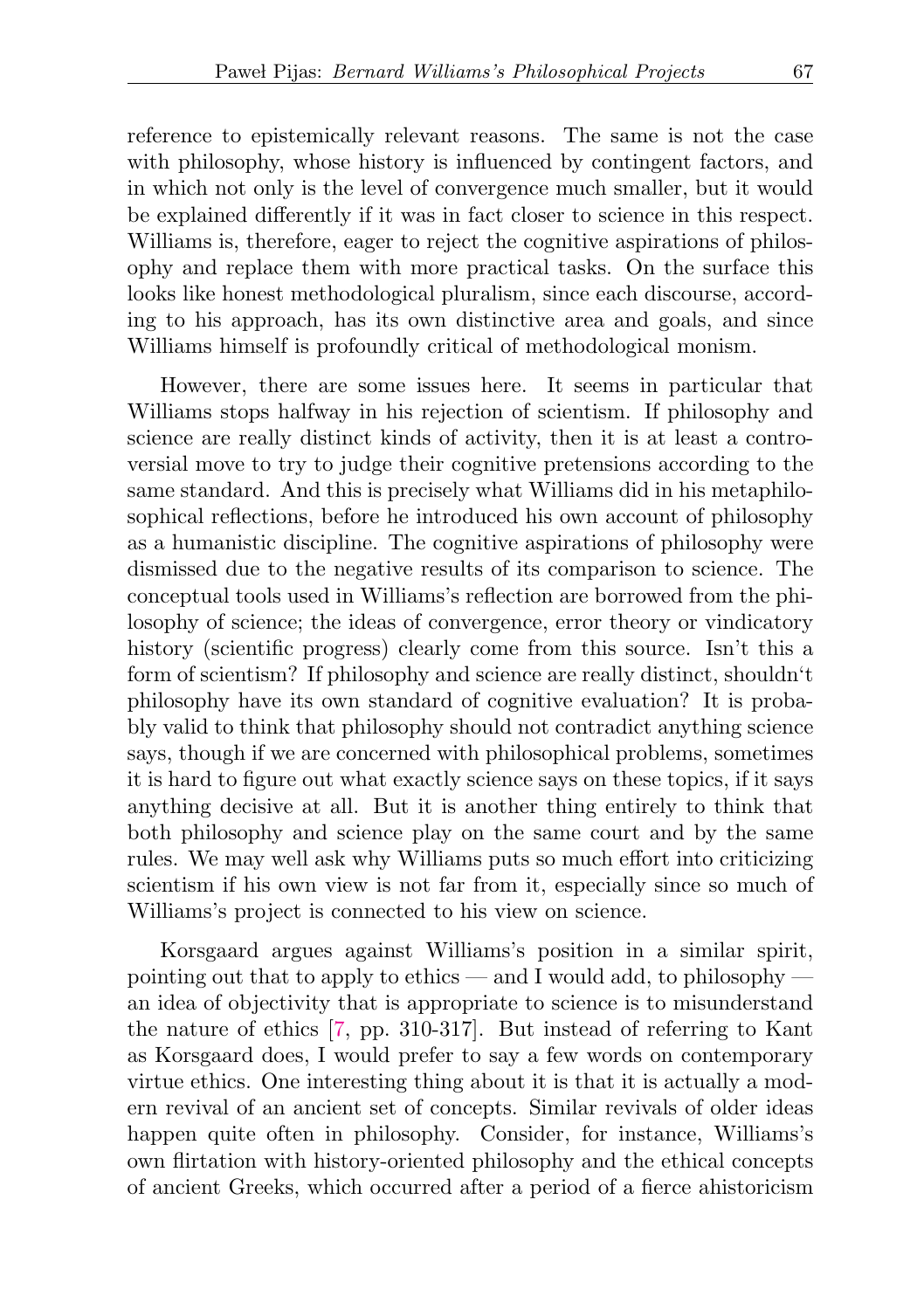reference to epistemically relevant reasons. The same is not the case with philosophy, whose history is influenced by contingent factors, and in which not only is the level of convergence much smaller, but it would be explained differently if it was in fact closer to science in this respect. Williams is, therefore, eager to reject the cognitive aspirations of philosophy and replace them with more practical tasks. On the surface this looks like honest methodological pluralism, since each discourse, according to his approach, has its own distinctive area and goals, and since Williams himself is profoundly critical of methodological monism.

However, there are some issues here. It seems in particular that Williams stops halfway in his rejection of scientism. If philosophy and science are really distinct kinds of activity, then it is at least a controversial move to try to judge their cognitive pretensions according to the same standard. And this is precisely what Williams did in his metaphilosophical reflections, before he introduced his own account of philosophy as a humanistic discipline. The cognitive aspirations of philosophy were dismissed due to the negative results of its comparison to science. The conceptual tools used in Williams's reflection are borrowed from the philosophy of science; the ideas of convergence, error theory or vindicatory history (scientific progress) clearly come from this source. Isn't this a form of scientism? If philosophy and science are really distinct, shouldn't philosophy have its own standard of cognitive evaluation? It is probably valid to think that philosophy should not contradict anything science says, though if we are concerned with philosophical problems, sometimes it is hard to figure out what exactly science says on these topics, if it says anything decisive at all. But it is another thing entirely to think that both philosophy and science play on the same court and by the same rules. We may well ask why Williams puts so much effort into criticizing scientism if his own view is not far from it, especially since so much of Williams's project is connected to his view on science.

Korsgaard argues against Williams's position in a similar spirit, pointing out that to apply to ethics — and I would add, to philosophy — an idea of objectivity that is appropriate to science is to misunderstand the nature of ethics [7, pp. 310-317]. But instead of referring to Kant as Korsgaard does, I would prefer to say a few words on contemporary virtue ethics. One interesting thing about it is that it is actually a modern revival of an ancient set of concepts. Similar revivals of older ideas happen quite often in philosophy. Consider, for instance, Williams's own flirtation with history-oriented philosophy and the ethical concepts of ancient Greeks, which occurred after a period of a fierce ahistoricism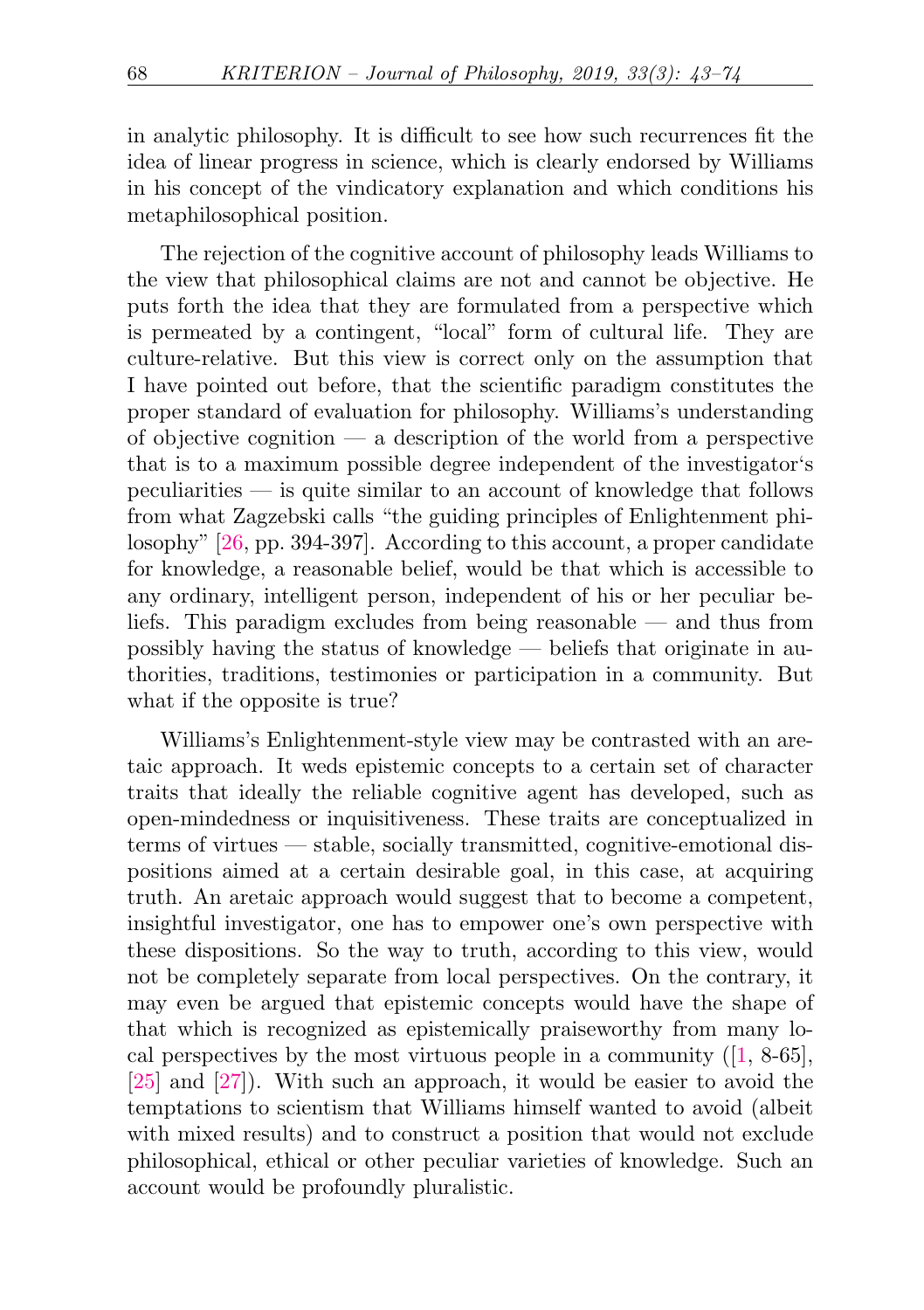in analytic philosophy. It is difficult to see how such recurrences fit the idea of linear progress in science, which is clearly endorsed by Williams in his concept of the vindicatory explanation and which conditions his metaphilosophical position.

The rejection of the cognitive account of philosophy leads Williams to the view that philosophical claims are not and cannot be objective. He puts forth the idea that they are formulated from a perspective which is permeated by a contingent, "local" form of cultural life. They are culture-relative. But this view is correct only on the assumption that I have pointed out before, that the scientific paradigm constitutes the proper standard of evaluation for philosophy. Williams's understanding of objective cognition — a description of the world from a perspective that is to a maximum possible degree independent of the investigator's peculiarities — is quite similar to an account of knowledge that follows from what Zagzebski calls "the guiding principles of Enlightenment philosophy" [26, pp. 394-397]. According to this account, a proper candidate for knowledge, a reasonable belief, would be that which is accessible to any ordinary, intelligent person, independent of his or her peculiar beliefs. This paradigm excludes from being reasonable — and thus from possibly having the status of knowledge — beliefs that originate in authorities, traditions, testimonies or participation in a community. But what if the opposite is true?

Williams's Enlightenment-style view may be contrasted with an aretaic approach. It weds epistemic concepts to a certain set of character traits that ideally the reliable cognitive agent has developed, such as open-mindedness or inquisitiveness. These traits are conceptualized in terms of virtues — stable, socially transmitted, cognitive-emotional dispositions aimed at a certain desirable goal, in this case, at acquiring truth. An aretaic approach would suggest that to become a competent, insightful investigator, one has to empower one's own perspective with these dispositions. So the way to truth, according to this view, would not be completely separate from local perspectives. On the contrary, it may even be argued that epistemic concepts would have the shape of that which is recognized as epistemically praiseworthy from many local perspectives by the most virtuous people in a community ([1, 8-65], [25] and [27]). With such an approach, it would be easier to avoid the temptations to scientism that Williams himself wanted to avoid (albeit with mixed results) and to construct a position that would not exclude philosophical, ethical or other peculiar varieties of knowledge. Such an account would be profoundly pluralistic.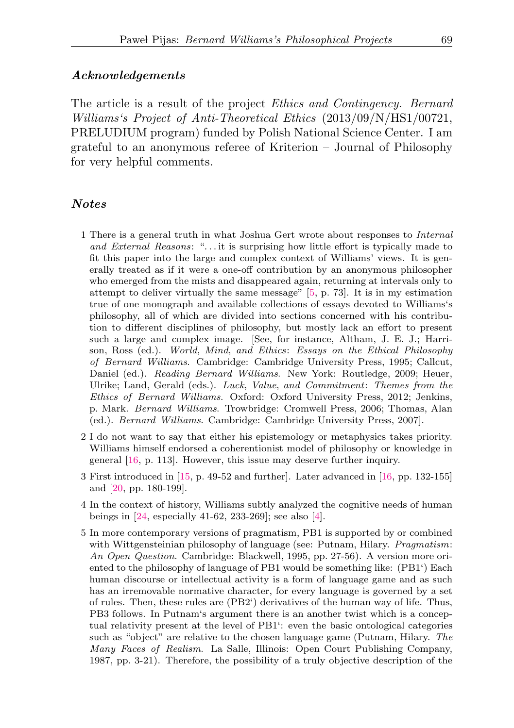### *Acknowledgements*

The article is a result of the project *Ethics and Contingency. Bernard Williams's Project of Anti-Theoretical Ethics* (2013/09/N/HS1/00721, PRELUDIUM program) funded by Polish National Science Center. I am grateful to an anonymous referee of Kriterion – Journal of Philosophy for very helpful comments.

### *Notes*

1 There is a general truth in what Joshua Gert wrote about responses to *Internal and External Reasons*: "...it is surprising how little effort is typically made to fit this paper into the large and complex context of Williams' views. It is generally treated as if it were a one-off contribution by an anonymous philosopher who emerged from the mists and disappeared again, returning at intervals only to attempt to deliver virtually the same message" [5, p. 73]. It is in my estimation true of one monograph and available collections of essays devoted to Williams's philosophy, all of which are divided into sections concerned with his contribution to different disciplines of philosophy, but mostly lack an effort to present such a large and complex image. [See, for instance, Altham, J. E. J.; Harrison, Ross (ed.). *World, Mind, and Ethics: Essays on the Ethical Philosophy of Bernard Williams*. Cambridge: Cambridge University Press, 1995; Callcut, Daniel (ed.). *Reading Bernard Williams*. New York: Routledge, 2009; Heuer, Ulrike; Land, Gerald (eds.). *Luck, Value, and Commitment: Themes from the Ethics of Bernard Williams*. Oxford: Oxford University Press, 2012; Jenkins, p. Mark. *Bernard Williams*. Trowbridge: Cromwell Press, 2006; Thomas, Alan (ed.). *Bernard Williams*. Cambridge: Cambridge University Press, 2007].

2 I do not want to say that either his epistemology or metaphysics takes priority. Williams himself endorsed a coherentionist model of philosophy or knowledge in general [16, p. 113]. However, this issue may deserve further inquiry.

3 First introduced in [15, p. 49-52 and further]. Later advanced in [16, pp. 132-155] and [20, pp. 180-199].

4 In the context of history, Williams subtly analyzed the cognitive needs of human beings in [24, especially 41-62, 233-269]; see also [4].

5 In more contemporary versions of pragmatism, PB1 is supported by or combined with Wittgensteinian philosophy of language (see: Putnam, Hilary. *Pragmatism: An Open Question*. Cambridge: Blackwell, 1995, pp. 27-56). A version more oriented to the philosophy of language of PB1 would be something like: (PB1') Each human discourse or intellectual activity is a form of language game and as such has an irremovable normative character, for every language is governed by a set of rules. Then, these rules are (PB2') derivatives of the human way of life. Thus, PB3 follows. In Putnam's argument there is an another twist which is a conceptual relativity present at the level of PB1': even the basic ontological categories such as "object" are relative to the chosen language game (Putnam, Hilary. *The Many Faces of Realism*. La Salle, Illinois: Open Court Publishing Company, 1987, pp. 3-21). Therefore, the possibility of a truly objective description of the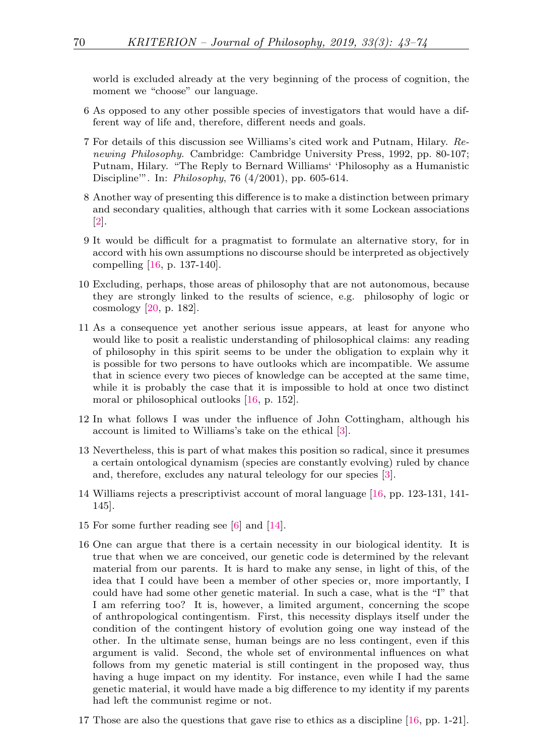world is excluded already at the very beginning of the process of cognition, the moment we "choose" our language.

6 As opposed to any other possible species of investigators that would have a different way of life and, therefore, different needs and goals.

7 For details of this discussion see Williams's cited work and Putnam, Hilary. *Renewing Philosophy*. Cambridge: Cambridge University Press, 1992, pp. 80-107; Putnam, Hilary. "The Reply to Bernard Williams' 'Philosophy as a Humanistic Discipline'". In: *Philosophy*, 76 (4/2001), pp. 605-614.

8 Another way of presenting this difference is to make a distinction between primary and secondary qualities, although that carries with it some Lockean associations [2].

9 It would be difficult for a pragmatist to formulate an alternative story, for in accord with his own assumptions no discourse should be interpreted as objectively compelling [16, p. 137-140].

10 Excluding, perhaps, those areas of philosophy that are not autonomous, because they are strongly linked to the results of science, e.g. philosophy of logic or cosmology [20, p. 182].

11 As a consequence yet another serious issue appears, at least for anyone who would like to posit a realistic understanding of philosophical claims: any reading of philosophy in this spirit seems to be under the obligation to explain why it is possible for two persons to have outlooks which are incompatible. We assume that in science every two pieces of knowledge can be accepted at the same time, while it is probably the case that it is impossible to hold at once two distinct moral or philosophical outlooks [16, p. 152].

12 In what follows I was under the influence of John Cottingham, although his account is limited to Williams's take on the ethical [3].

13 Nevertheless, this is part of what makes this position so radical, since it presumes a certain ontological dynamism (species are constantly evolving) ruled by chance and, therefore, excludes any natural teleology for our species [3].

14 Williams rejects a prescriptivist account of moral language [16, pp. 123-131, 141-145].

15 For some further reading see [6] and [14].

16 One can argue that there is a certain necessity in our biological identity. It is true that when we are conceived, our genetic code is determined by the relevant material from our parents. It is hard to make any sense, in light of this, of the idea that I could have been a member of other species or, more importantly, I could have had some other genetic material. In such a case, what is the "I" that I am referring too? It is, however, a limited argument, concerning the scope of anthropological contingentism. First, this necessity displays itself under the condition of the contingent history of evolution going one way instead of the other. In the ultimate sense, human beings are no less contingent, even if this argument is valid. Second, the whole set of environmental influences on what follows from my genetic material is still contingent in the proposed way, thus having a huge impact on my identity. For instance, even while I had the same genetic material, it would have made a big difference to my identity if my parents had left the communist regime or not.

17 Those are also the questions that gave rise to ethics as a discipline [16, pp. 1-21].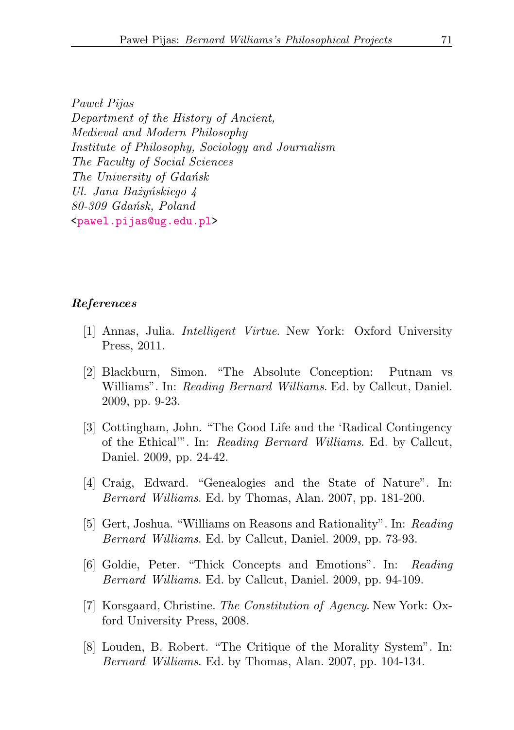*Paweł Pijas*
*Department of the History of Ancient,*
*Medieval and Modern Philosophy*
*Institute of Philosophy, Sociology and Journalism*
*The Faculty of Social Sciences*
*The University of Gdańsk*
*Ul. Jana Bażyńskiego 4*
*80-309 Gdańsk, Poland*
<pawel.pijas@ug.edu.pl>

## *References*

[1] Annas, Julia. *Intelligent Virtue*. New York: Oxford University Press, 2011.

[2] Blackburn, Simon. "The Absolute Conception: Putnam vs Williams". In: *Reading Bernard Williams*. Ed. by Callcut, Daniel. 2009, pp. 9-23.

[3] Cottingham, John. "The Good Life and the 'Radical Contingency of the Ethical'". In: *Reading Bernard Williams*. Ed. by Callcut, Daniel. 2009, pp. 24-42.

[4] Craig, Edward. "Genealogies and the State of Nature". In: *Bernard Williams*. Ed. by Thomas, Alan. 2007, pp. 181-200.

[5] Gert, Joshua. "Williams on Reasons and Rationality". In: *Reading Bernard Williams*. Ed. by Callcut, Daniel. 2009, pp. 73-93.

[6] Goldie, Peter. "Thick Concepts and Emotions". In: *Reading Bernard Williams*. Ed. by Callcut, Daniel. 2009, pp. 94-109.

[7] Korsgaard, Christine. *The Constitution of Agency*. New York: Oxford University Press, 2008.

[8] Louden, B. Robert. "The Critique of the Morality System". In: *Bernard Williams*. Ed. by Thomas, Alan. 2007, pp. 104-134.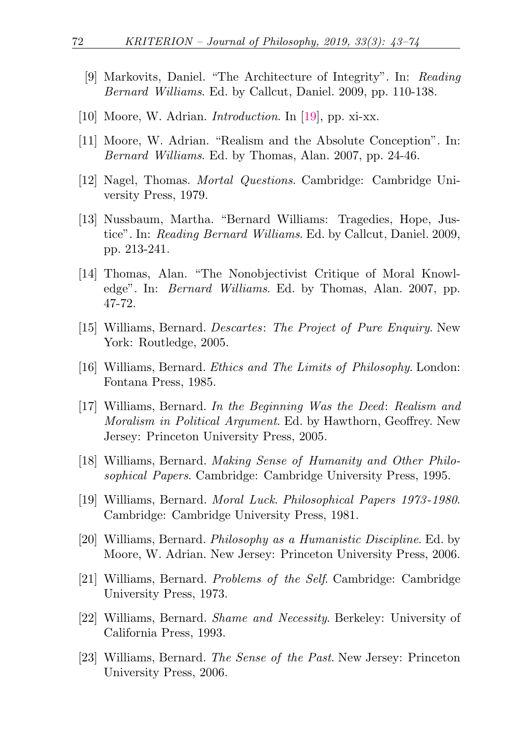[9] Markovits, Daniel. "The Architecture of Integrity". In: *Reading Bernard Williams*. Ed. by Callcut, Daniel. 2009, pp. 110-138.

[10] Moore, W. Adrian. *Introduction*. In [19], pp. xi-xx.

[11] Moore, W. Adrian. "Realism and the Absolute Conception". In: *Bernard Williams*. Ed. by Thomas, Alan. 2007, pp. 24-46.

[12] Nagel, Thomas. *Mortal Questions*. Cambridge: Cambridge University Press, 1979.

[13] Nussbaum, Martha. "Bernard Williams: Tragedies, Hope, Justice". In: *Reading Bernard Williams*. Ed. by Callcut, Daniel. 2009, pp. 213-241.

[14] Thomas, Alan. "The Nonobjectivist Critique of Moral Knowledge". In: *Bernard Williams*. Ed. by Thomas, Alan. 2007, pp. 47-72.

[15] Williams, Bernard. *Descartes*: *The Project of Pure Enquiry*. New York: Routledge, 2005.

[16] Williams, Bernard. *Ethics and The Limits of Philosophy*. London: Fontana Press, 1985.

[17] Williams, Bernard. *In the Beginning Was the Deed*: *Realism and Moralism in Political Argument*. Ed. by Hawthorn, Geoffrey. New Jersey: Princeton University Press, 2005.

[18] Williams, Bernard. *Making Sense of Humanity and Other Philosophical Papers*. Cambridge: Cambridge University Press, 1995.

[19] Williams, Bernard. *Moral Luck*. *Philosophical Papers 1973-1980*. Cambridge: Cambridge University Press, 1981.

[20] Williams, Bernard. *Philosophy as a Humanistic Discipline*. Ed. by Moore, W. Adrian. New Jersey: Princeton University Press, 2006.

[21] Williams, Bernard. *Problems of the Self*. Cambridge: Cambridge University Press, 1973.

[22] Williams, Bernard. *Shame and Necessity*. Berkeley: University of California Press, 1993.

[23] Williams, Bernard. *The Sense of the Past*. New Jersey: Princeton University Press, 2006.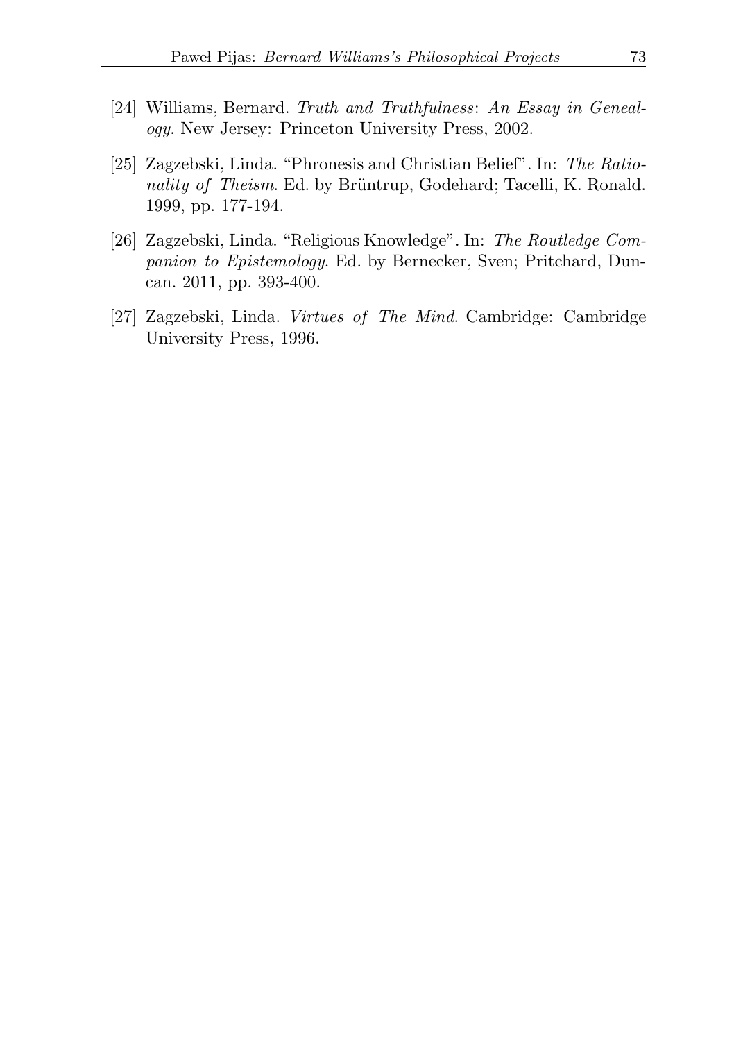[24] Williams, Bernard. *Truth and Truthfulness*: *An Essay in Genealogy*. New Jersey: Princeton University Press, 2002.

[25] Zagzebski, Linda. "Phronesis and Christian Belief". In: *The Rationality of Theism*. Ed. by Brüntrup, Godehard; Tacelli, K. Ronald. 1999, pp. 177-194.

[26] Zagzebski, Linda. "Religious Knowledge". In: *The Routledge Companion to Epistemology*. Ed. by Bernecker, Sven; Pritchard, Duncan. 2011, pp. 393-400.

[27] Zagzebski, Linda. *Virtues of The Mind*. Cambridge: Cambridge University Press, 1996.